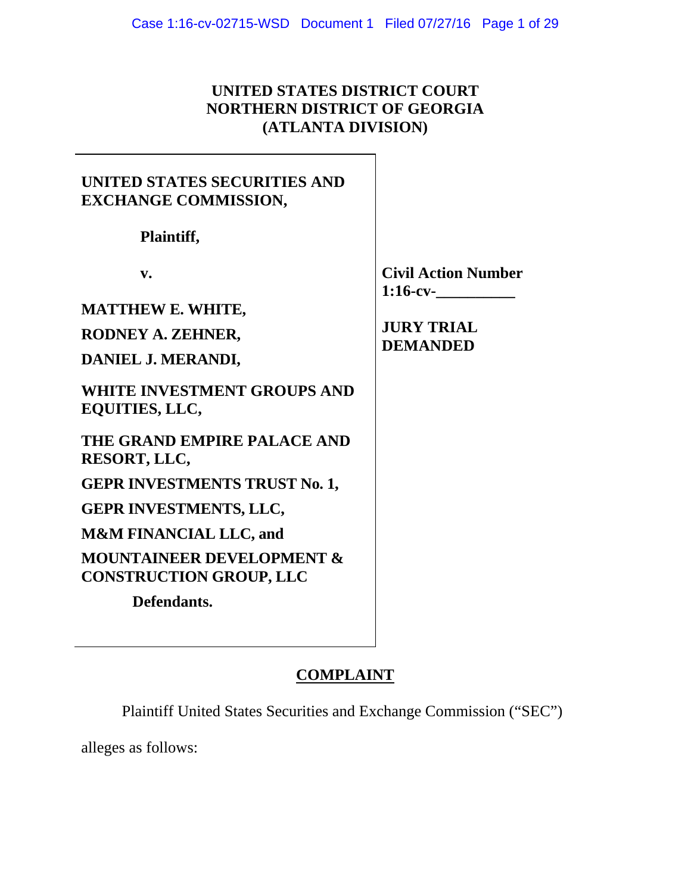**UNITED STATES DISTRICT COURT**
**NORTHERN DISTRICT OF GEORGIA**
**(ATLANTA DIVISION)**

| | |
|---|---|
| **UNITED STATES SECURITIES AND EXCHANGE COMMISSION,**<br><br>**Plaintiff,**<br><br>**v.**<br><br>**MATTHEW E. WHITE,**<br>**RODNEY A. ZEHNER,**<br>**DANIEL J. MERANDI,**<br>**WHITE INVESTMENT GROUPS AND EQUITIES, LLC,**<br>**THE GRAND EMPIRE PALACE AND RESORT, LLC,**<br>**GEPR INVESTMENTS TRUST No. 1,**<br>**GEPR INVESTMENTS, LLC,**<br>**M&M FINANCIAL LLC, and**<br>**MOUNTAINEER DEVELOPMENT & CONSTRUCTION GROUP, LLC**<br><br>**Defendants.** | **Civil Action Number 1:16-cv-__________**<br><br>**JURY TRIAL DEMANDED** |

## COMPLAINT

Plaintiff United States Securities and Exchange Commission ("SEC") alleges as follows: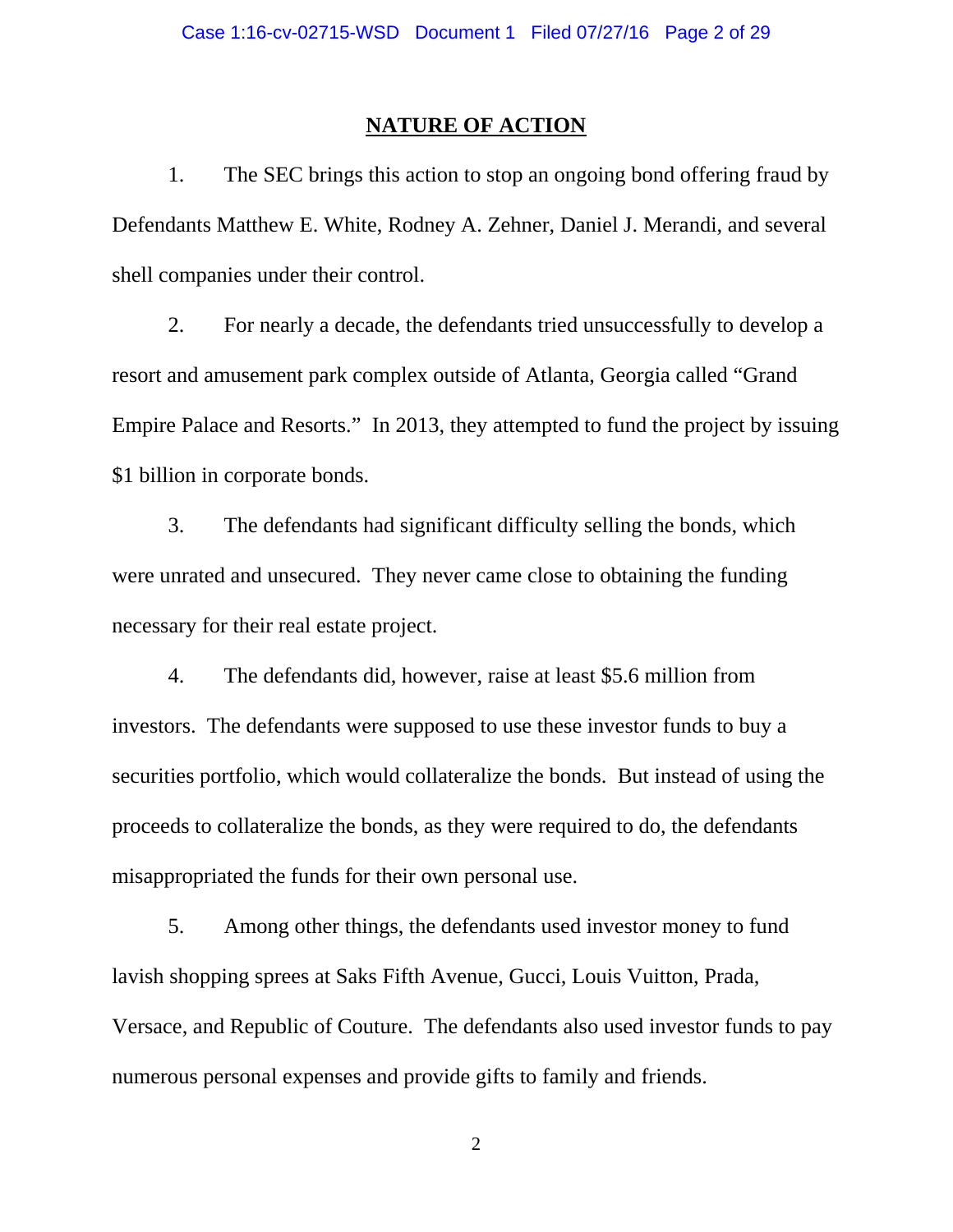## NATURE OF ACTION

1. The SEC brings this action to stop an ongoing bond offering fraud by Defendants Matthew E. White, Rodney A. Zehner, Daniel J. Merandi, and several shell companies under their control.

2. For nearly a decade, the defendants tried unsuccessfully to develop a resort and amusement park complex outside of Atlanta, Georgia called "Grand Empire Palace and Resorts." In 2013, they attempted to fund the project by issuing $1 billion in corporate bonds.

3. The defendants had significant difficulty selling the bonds, which were unrated and unsecured. They never came close to obtaining the funding necessary for their real estate project.

4. The defendants did, however, raise at least $5.6 million from investors. The defendants were supposed to use these investor funds to buy a securities portfolio, which would collateralize the bonds. But instead of using the proceeds to collateralize the bonds, as they were required to do, the defendants misappropriated the funds for their own personal use.

5. Among other things, the defendants used investor money to fund lavish shopping sprees at Saks Fifth Avenue, Gucci, Louis Vuitton, Prada, Versace, and Republic of Couture. The defendants also used investor funds to pay numerous personal expenses and provide gifts to family and friends.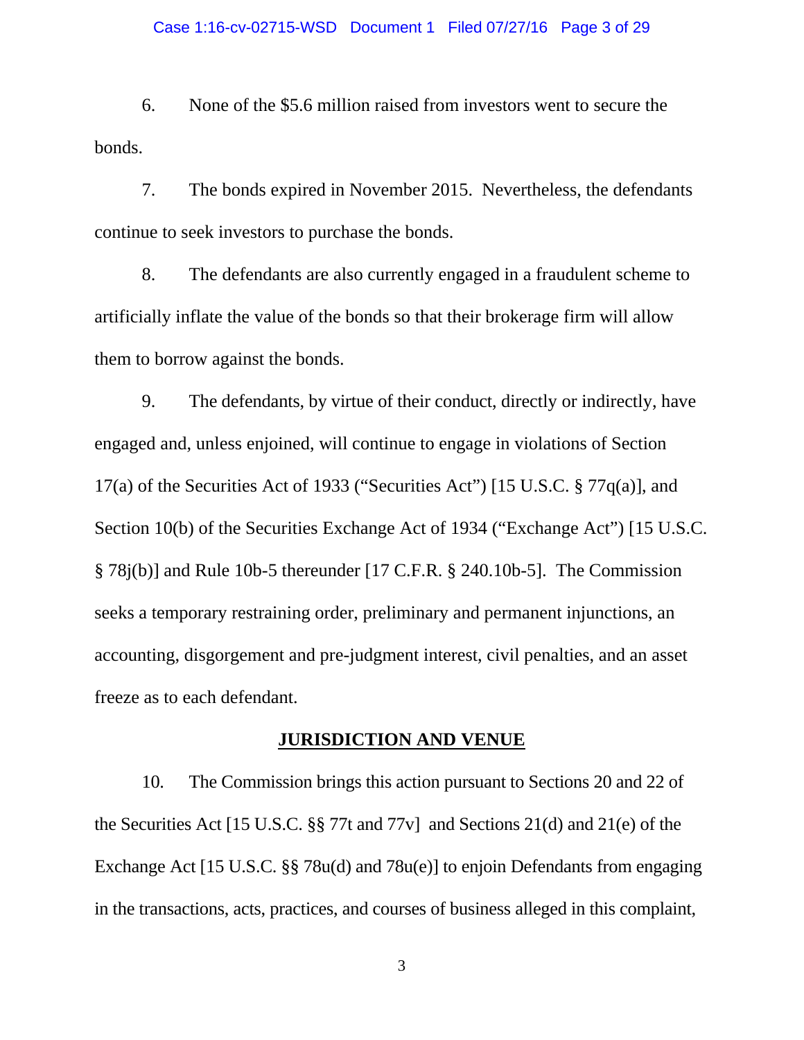6. None of the $5.6 million raised from investors went to secure the bonds.

7. The bonds expired in November 2015. Nevertheless, the defendants continue to seek investors to purchase the bonds.

8. The defendants are also currently engaged in a fraudulent scheme to artificially inflate the value of the bonds so that their brokerage firm will allow them to borrow against the bonds.

9. The defendants, by virtue of their conduct, directly or indirectly, have engaged and, unless enjoined, will continue to engage in violations of Section 17(a) of the Securities Act of 1933 ("Securities Act") [15 U.S.C. § 77q(a)], and Section 10(b) of the Securities Exchange Act of 1934 ("Exchange Act") [15 U.S.C. § 78j(b)] and Rule 10b-5 thereunder [17 C.F.R. § 240.10b-5]. The Commission seeks a temporary restraining order, preliminary and permanent injunctions, an accounting, disgorgement and pre-judgment interest, civil penalties, and an asset freeze as to each defendant.

## JURISDICTION AND VENUE

10. The Commission brings this action pursuant to Sections 20 and 22 of the Securities Act [15 U.S.C. §§ 77t and 77v] and Sections 21(d) and 21(e) of the Exchange Act [15 U.S.C. §§ 78u(d) and 78u(e)] to enjoin Defendants from engaging in the transactions, acts, practices, and courses of business alleged in this complaint,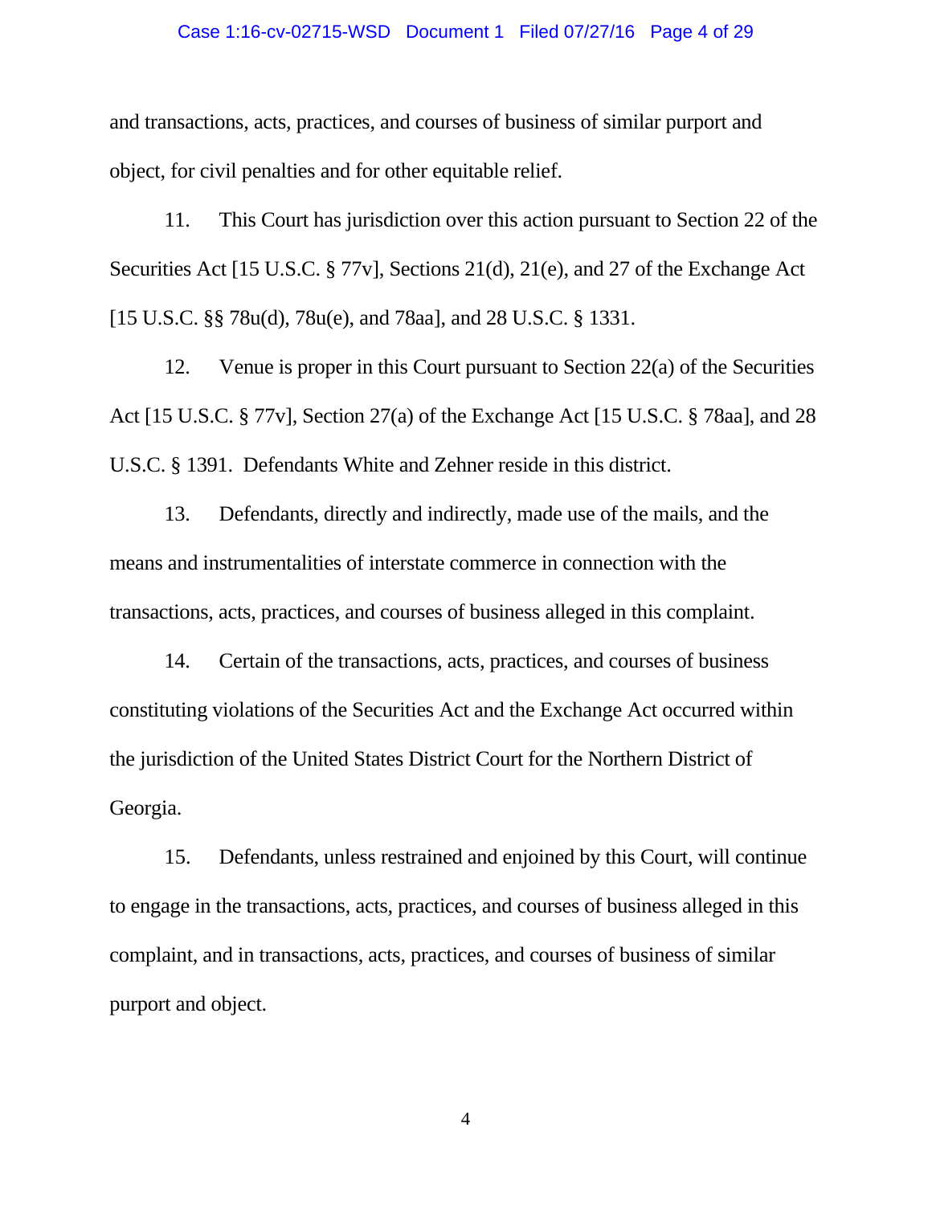and transactions, acts, practices, and courses of business of similar purport and object, for civil penalties and for other equitable relief.

11. This Court has jurisdiction over this action pursuant to Section 22 of the Securities Act [15 U.S.C. § 77v], Sections 21(d), 21(e), and 27 of the Exchange Act [15 U.S.C. §§ 78u(d), 78u(e), and 78aa], and 28 U.S.C. § 1331.

12. Venue is proper in this Court pursuant to Section 22(a) of the Securities Act [15 U.S.C. § 77v], Section 27(a) of the Exchange Act [15 U.S.C. § 78aa], and 28 U.S.C. § 1391. Defendants White and Zehner reside in this district.

13. Defendants, directly and indirectly, made use of the mails, and the means and instrumentalities of interstate commerce in connection with the transactions, acts, practices, and courses of business alleged in this complaint.

14. Certain of the transactions, acts, practices, and courses of business constituting violations of the Securities Act and the Exchange Act occurred within the jurisdiction of the United States District Court for the Northern District of Georgia.

15. Defendants, unless restrained and enjoined by this Court, will continue to engage in the transactions, acts, practices, and courses of business alleged in this complaint, and in transactions, acts, practices, and courses of business of similar purport and object.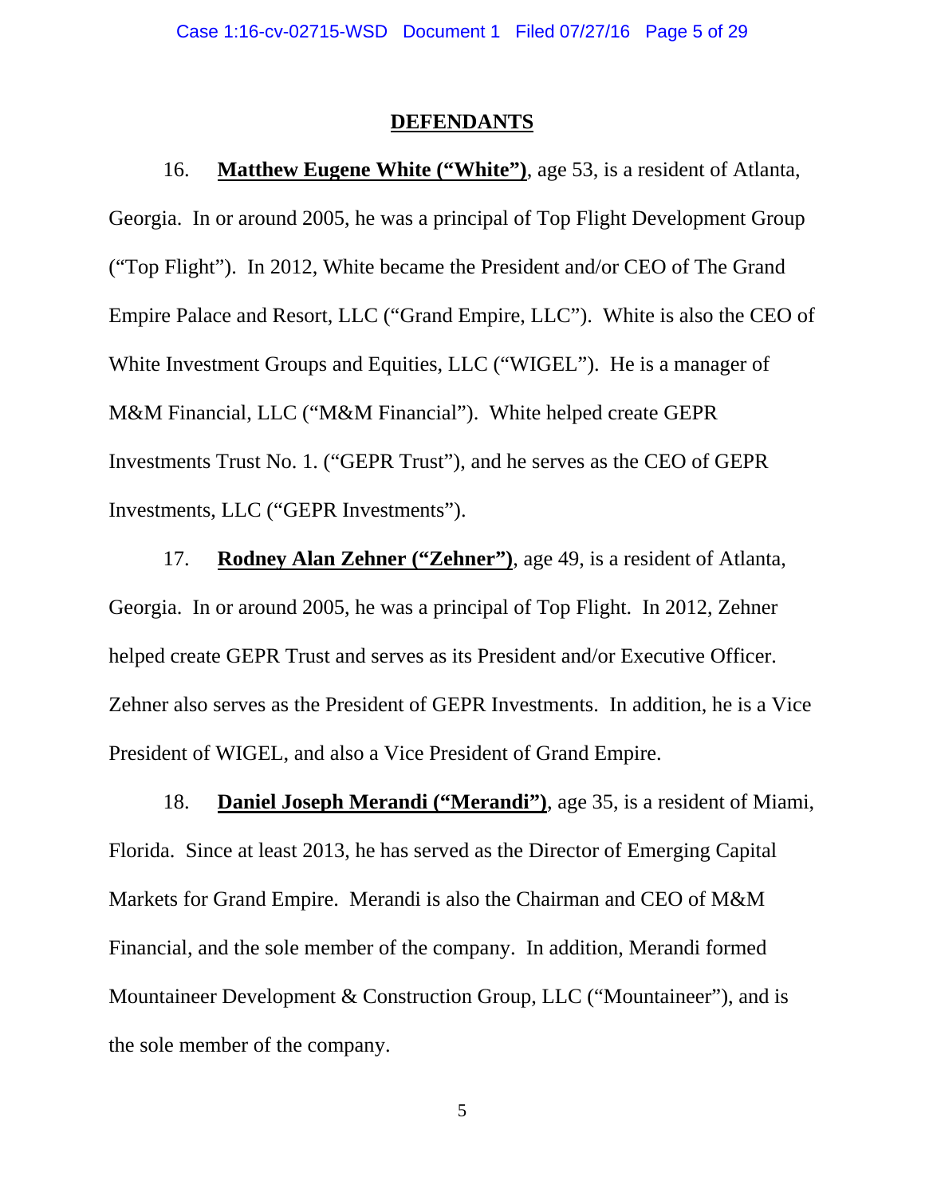## DEFENDANTS

16. **Matthew Eugene White ("White")**, age 53, is a resident of Atlanta, Georgia. In or around 2005, he was a principal of Top Flight Development Group ("Top Flight"). In 2012, White became the President and/or CEO of The Grand Empire Palace and Resort, LLC ("Grand Empire, LLC"). White is also the CEO of White Investment Groups and Equities, LLC ("WIGEL"). He is a manager of M&M Financial, LLC ("M&M Financial"). White helped create GEPR Investments Trust No. 1. ("GEPR Trust"), and he serves as the CEO of GEPR Investments, LLC ("GEPR Investments").

17. **Rodney Alan Zehner ("Zehner")**, age 49, is a resident of Atlanta, Georgia. In or around 2005, he was a principal of Top Flight. In 2012, Zehner helped create GEPR Trust and serves as its President and/or Executive Officer. Zehner also serves as the President of GEPR Investments. In addition, he is a Vice President of WIGEL, and also a Vice President of Grand Empire.

18. **Daniel Joseph Merandi ("Merandi")**, age 35, is a resident of Miami, Florida. Since at least 2013, he has served as the Director of Emerging Capital Markets for Grand Empire. Merandi is also the Chairman and CEO of M&M Financial, and the sole member of the company. In addition, Merandi formed Mountaineer Development & Construction Group, LLC ("Mountaineer"), and is the sole member of the company.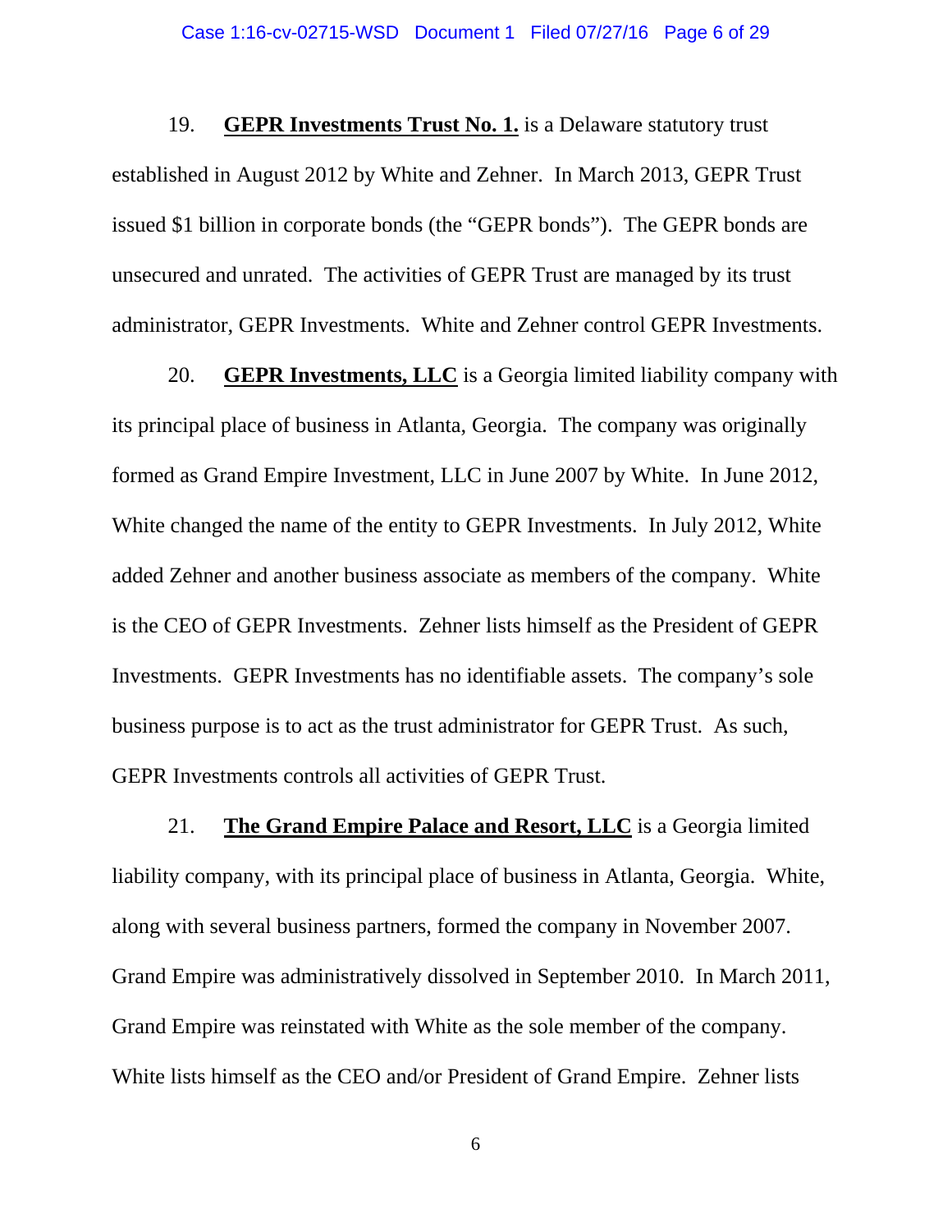19. **<u>GEPR Investments Trust No. 1.</u>** is a Delaware statutory trust established in August 2012 by White and Zehner. In March 2013, GEPR Trust issued $1 billion in corporate bonds (the "GEPR bonds"). The GEPR bonds are unsecured and unrated. The activities of GEPR Trust are managed by its trust administrator, GEPR Investments. White and Zehner control GEPR Investments.

20. **<u>GEPR Investments, LLC</u>** is a Georgia limited liability company with its principal place of business in Atlanta, Georgia. The company was originally formed as Grand Empire Investment, LLC in June 2007 by White. In June 2012, White changed the name of the entity to GEPR Investments. In July 2012, White added Zehner and another business associate as members of the company. White is the CEO of GEPR Investments. Zehner lists himself as the President of GEPR Investments. GEPR Investments has no identifiable assets. The company's sole business purpose is to act as the trust administrator for GEPR Trust. As such, GEPR Investments controls all activities of GEPR Trust.

21. **<u>The Grand Empire Palace and Resort, LLC</u>** is a Georgia limited liability company, with its principal place of business in Atlanta, Georgia. White, along with several business partners, formed the company in November 2007. Grand Empire was administratively dissolved in September 2010. In March 2011, Grand Empire was reinstated with White as the sole member of the company. White lists himself as the CEO and/or President of Grand Empire. Zehner lists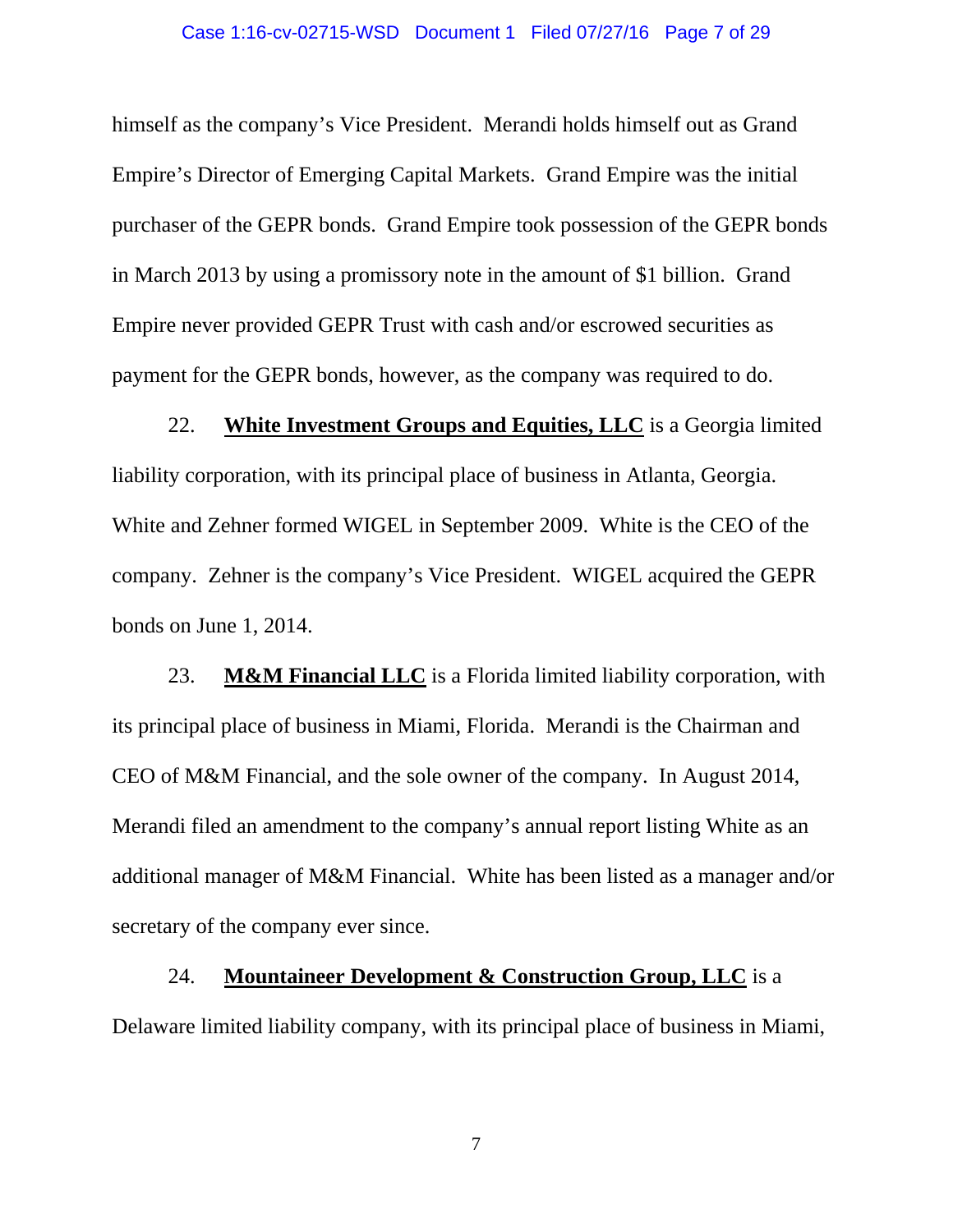himself as the company's Vice President. Merandi holds himself out as Grand Empire's Director of Emerging Capital Markets. Grand Empire was the initial purchaser of the GEPR bonds. Grand Empire took possession of the GEPR bonds in March 2013 by using a promissory note in the amount of $1 billion. Grand Empire never provided GEPR Trust with cash and/or escrowed securities as payment for the GEPR bonds, however, as the company was required to do.

22. **White Investment Groups and Equities, LLC** is a Georgia limited liability corporation, with its principal place of business in Atlanta, Georgia. White and Zehner formed WIGEL in September 2009. White is the CEO of the company. Zehner is the company's Vice President. WIGEL acquired the GEPR bonds on June 1, 2014.

23. **M&M Financial LLC** is a Florida limited liability corporation, with its principal place of business in Miami, Florida. Merandi is the Chairman and CEO of M&M Financial, and the sole owner of the company. In August 2014, Merandi filed an amendment to the company's annual report listing White as an additional manager of M&M Financial. White has been listed as a manager and/or secretary of the company ever since.

24. **Mountaineer Development & Construction Group, LLC** is a Delaware limited liability company, with its principal place of business in Miami,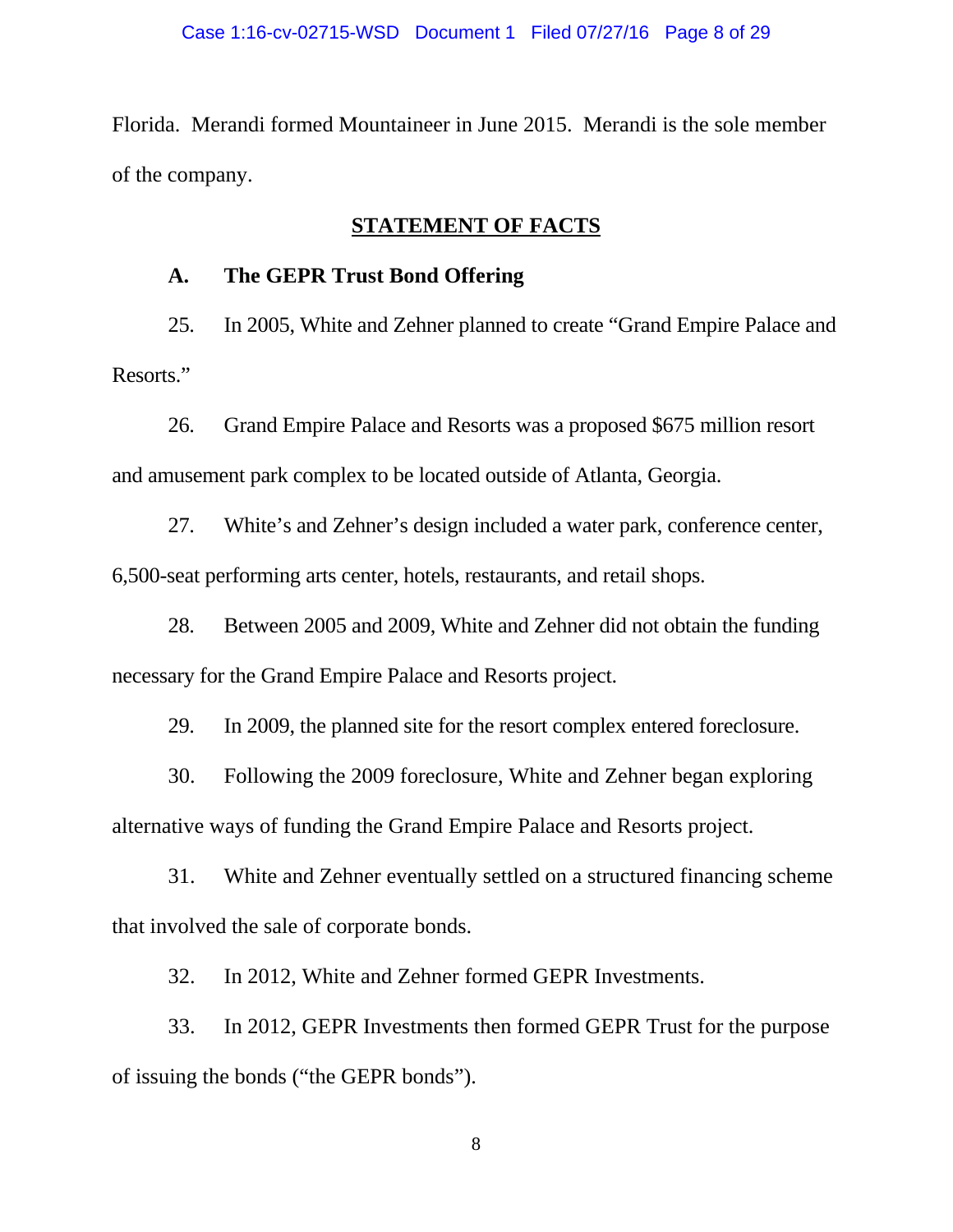Florida. Merandi formed Mountaineer in June 2015. Merandi is the sole member of the company.

## STATEMENT OF FACTS

### A. The GEPR Trust Bond Offering

25. In 2005, White and Zehner planned to create "Grand Empire Palace and Resorts."

26. Grand Empire Palace and Resorts was a proposed $675 million resort and amusement park complex to be located outside of Atlanta, Georgia.

27. White's and Zehner's design included a water park, conference center, 6,500-seat performing arts center, hotels, restaurants, and retail shops.

28. Between 2005 and 2009, White and Zehner did not obtain the funding necessary for the Grand Empire Palace and Resorts project.

29. In 2009, the planned site for the resort complex entered foreclosure.

30. Following the 2009 foreclosure, White and Zehner began exploring alternative ways of funding the Grand Empire Palace and Resorts project.

31. White and Zehner eventually settled on a structured financing scheme that involved the sale of corporate bonds.

32. In 2012, White and Zehner formed GEPR Investments.

33. In 2012, GEPR Investments then formed GEPR Trust for the purpose of issuing the bonds ("the GEPR bonds").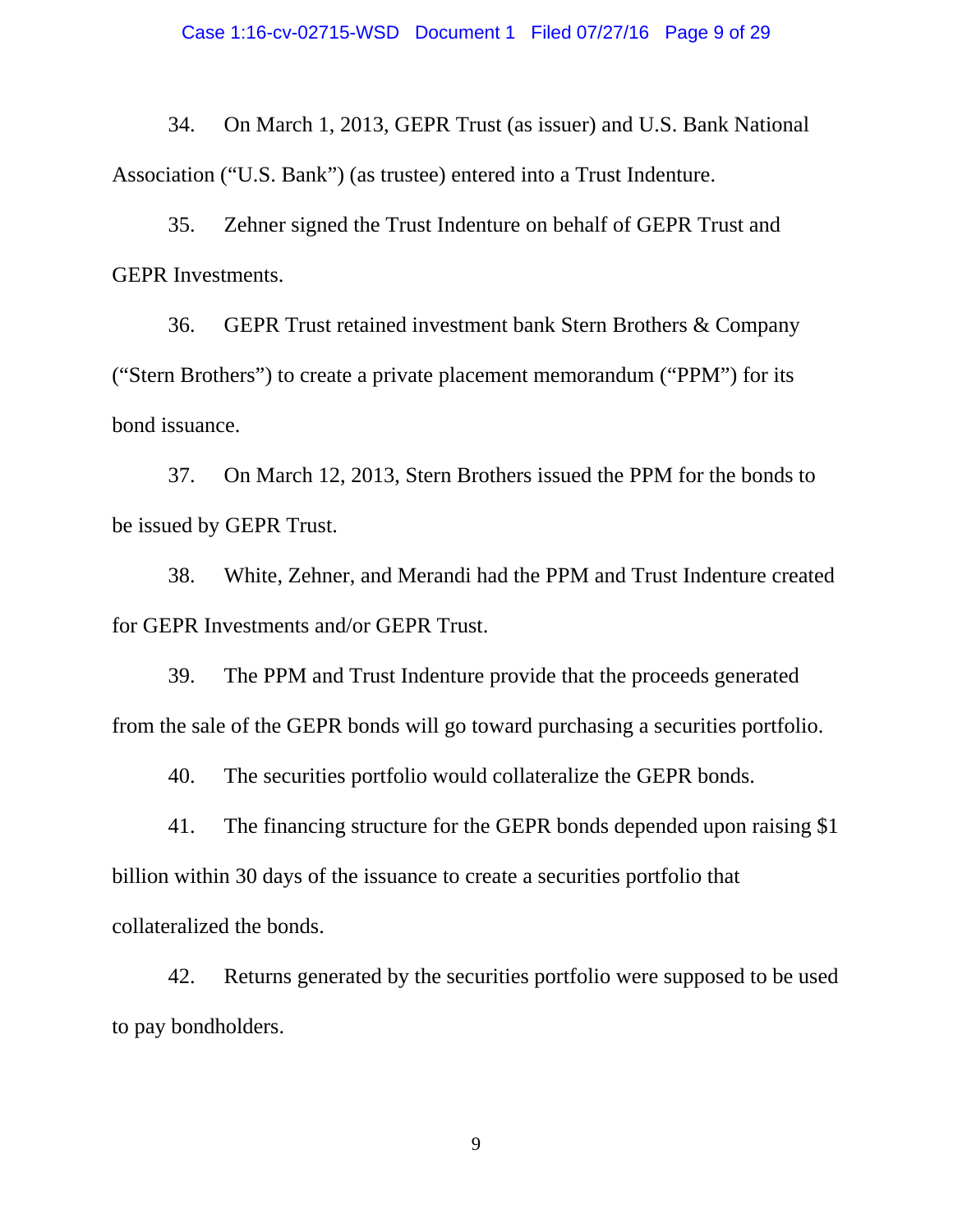34. On March 1, 2013, GEPR Trust (as issuer) and U.S. Bank National Association ("U.S. Bank") (as trustee) entered into a Trust Indenture.

35. Zehner signed the Trust Indenture on behalf of GEPR Trust and GEPR Investments.

36. GEPR Trust retained investment bank Stern Brothers & Company ("Stern Brothers") to create a private placement memorandum ("PPM") for its bond issuance.

37. On March 12, 2013, Stern Brothers issued the PPM for the bonds to be issued by GEPR Trust.

38. White, Zehner, and Merandi had the PPM and Trust Indenture created for GEPR Investments and/or GEPR Trust.

39. The PPM and Trust Indenture provide that the proceeds generated from the sale of the GEPR bonds will go toward purchasing a securities portfolio.

40. The securities portfolio would collateralize the GEPR bonds.

41. The financing structure for the GEPR bonds depended upon raising $1 billion within 30 days of the issuance to create a securities portfolio that collateralized the bonds.

42. Returns generated by the securities portfolio were supposed to be used to pay bondholders.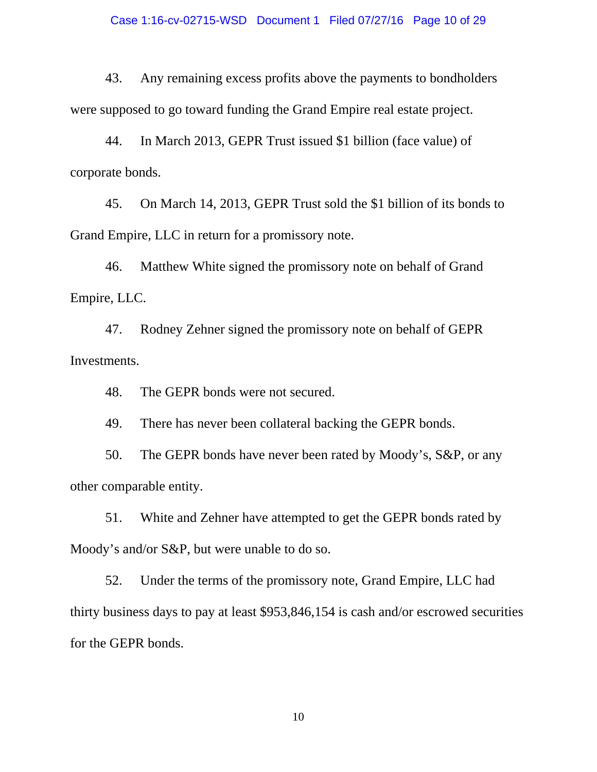43. Any remaining excess profits above the payments to bondholders were supposed to go toward funding the Grand Empire real estate project.

44. In March 2013, GEPR Trust issued $1 billion (face value) of corporate bonds.

45. On March 14, 2013, GEPR Trust sold the $1 billion of its bonds to Grand Empire, LLC in return for a promissory note.

46. Matthew White signed the promissory note on behalf of Grand Empire, LLC.

47. Rodney Zehner signed the promissory note on behalf of GEPR Investments.

48. The GEPR bonds were not secured.

49. There has never been collateral backing the GEPR bonds.

50. The GEPR bonds have never been rated by Moody's, S&P, or any other comparable entity.

51. White and Zehner have attempted to get the GEPR bonds rated by Moody's and/or S&P, but were unable to do so.

52. Under the terms of the promissory note, Grand Empire, LLC had thirty business days to pay at least $953,846,154 is cash and/or escrowed securities for the GEPR bonds.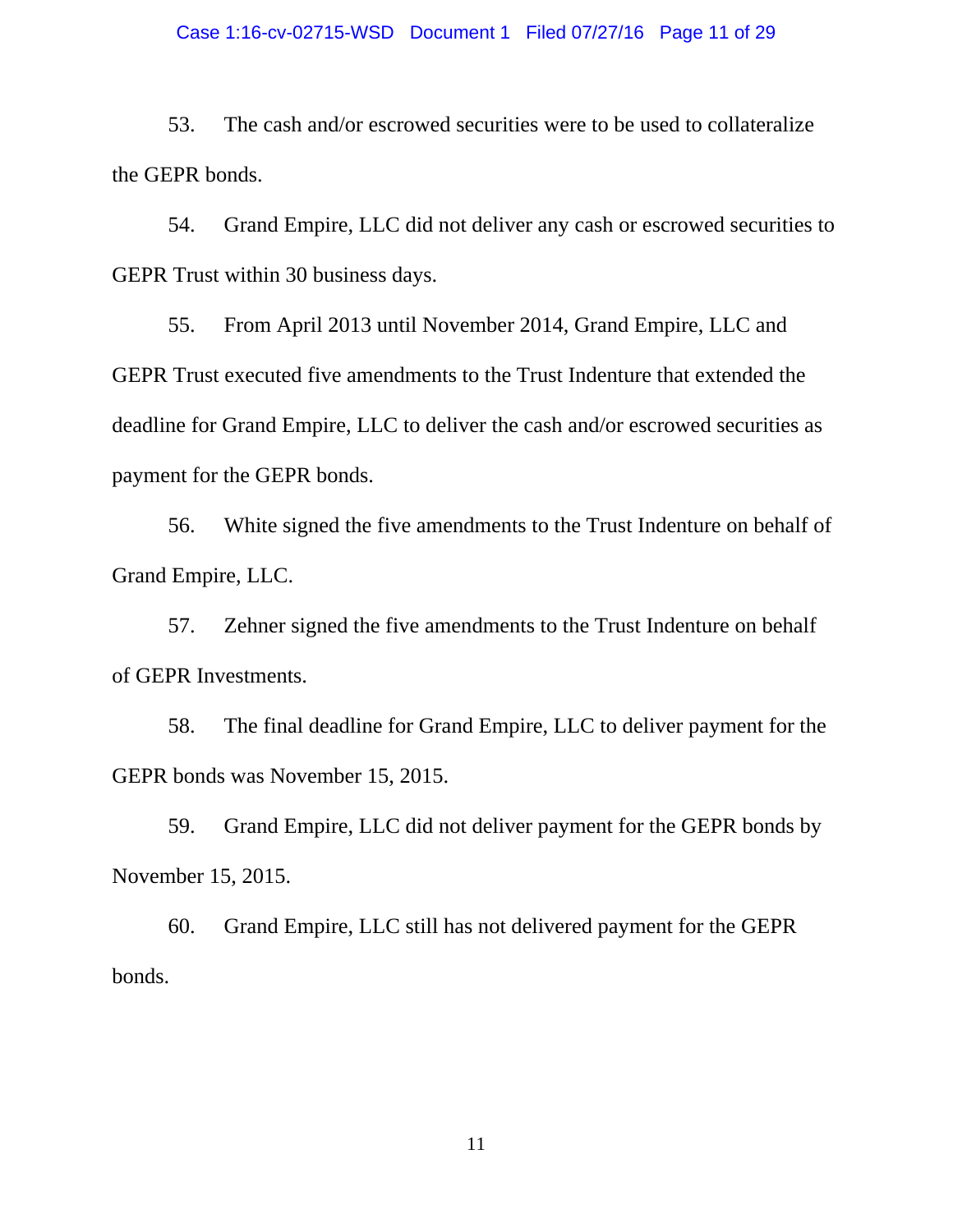53. The cash and/or escrowed securities were to be used to collateralize the GEPR bonds.

54. Grand Empire, LLC did not deliver any cash or escrowed securities to GEPR Trust within 30 business days.

55. From April 2013 until November 2014, Grand Empire, LLC and GEPR Trust executed five amendments to the Trust Indenture that extended the deadline for Grand Empire, LLC to deliver the cash and/or escrowed securities as payment for the GEPR bonds.

56. White signed the five amendments to the Trust Indenture on behalf of Grand Empire, LLC.

57. Zehner signed the five amendments to the Trust Indenture on behalf of GEPR Investments.

58. The final deadline for Grand Empire, LLC to deliver payment for the GEPR bonds was November 15, 2015.

59. Grand Empire, LLC did not deliver payment for the GEPR bonds by November 15, 2015.

60. Grand Empire, LLC still has not delivered payment for the GEPR bonds.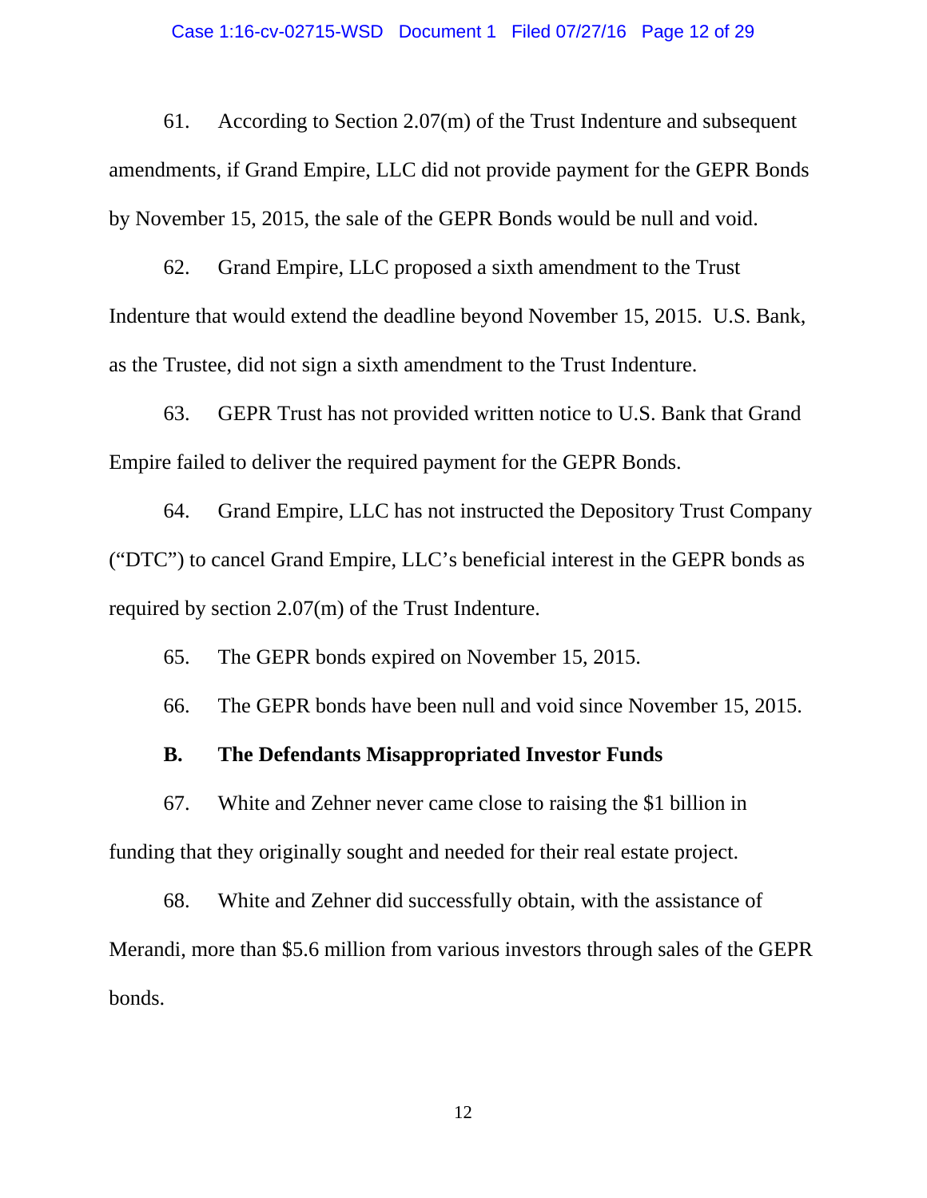61. According to Section 2.07(m) of the Trust Indenture and subsequent amendments, if Grand Empire, LLC did not provide payment for the GEPR Bonds by November 15, 2015, the sale of the GEPR Bonds would be null and void.

62. Grand Empire, LLC proposed a sixth amendment to the Trust Indenture that would extend the deadline beyond November 15, 2015. U.S. Bank, as the Trustee, did not sign a sixth amendment to the Trust Indenture.

63. GEPR Trust has not provided written notice to U.S. Bank that Grand Empire failed to deliver the required payment for the GEPR Bonds.

64. Grand Empire, LLC has not instructed the Depository Trust Company ("DTC") to cancel Grand Empire, LLC's beneficial interest in the GEPR bonds as required by section 2.07(m) of the Trust Indenture.

65. The GEPR bonds expired on November 15, 2015.

66. The GEPR bonds have been null and void since November 15, 2015.

### B. The Defendants Misappropriated Investor Funds

67. White and Zehner never came close to raising the $1 billion in funding that they originally sought and needed for their real estate project.

68. White and Zehner did successfully obtain, with the assistance of Merandi, more than $5.6 million from various investors through sales of the GEPR bonds.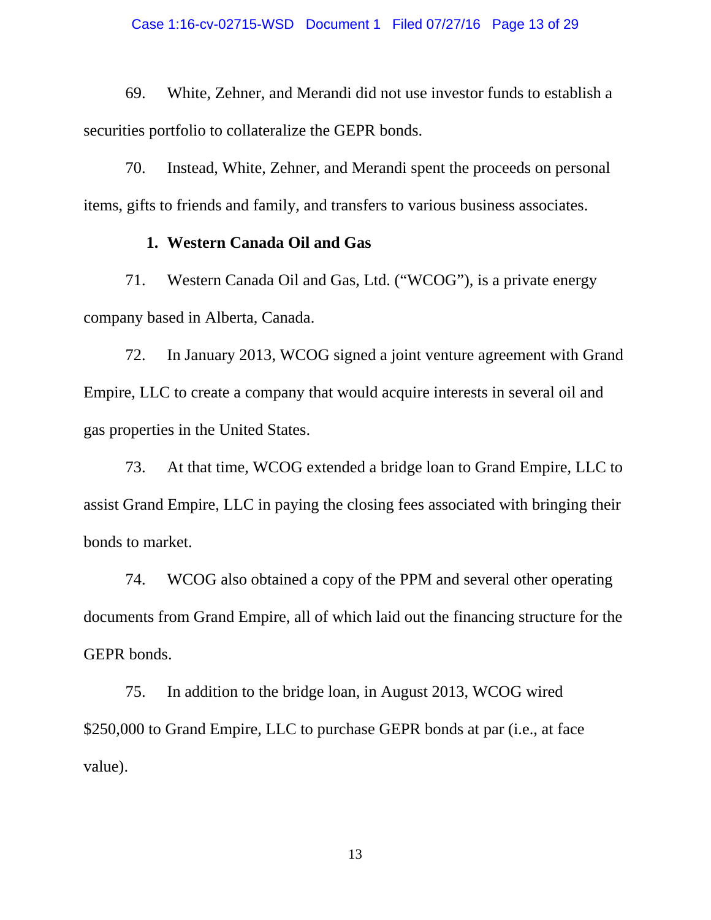69. White, Zehner, and Merandi did not use investor funds to establish a securities portfolio to collateralize the GEPR bonds.

70. Instead, White, Zehner, and Merandi spent the proceeds on personal items, gifts to friends and family, and transfers to various business associates.

### 1. Western Canada Oil and Gas

71. Western Canada Oil and Gas, Ltd. ("WCOG"), is a private energy company based in Alberta, Canada.

72. In January 2013, WCOG signed a joint venture agreement with Grand Empire, LLC to create a company that would acquire interests in several oil and gas properties in the United States.

73. At that time, WCOG extended a bridge loan to Grand Empire, LLC to assist Grand Empire, LLC in paying the closing fees associated with bringing their bonds to market.

74. WCOG also obtained a copy of the PPM and several other operating documents from Grand Empire, all of which laid out the financing structure for the GEPR bonds.

75. In addition to the bridge loan, in August 2013, WCOG wired $250,000 to Grand Empire, LLC to purchase GEPR bonds at par (i.e., at face value).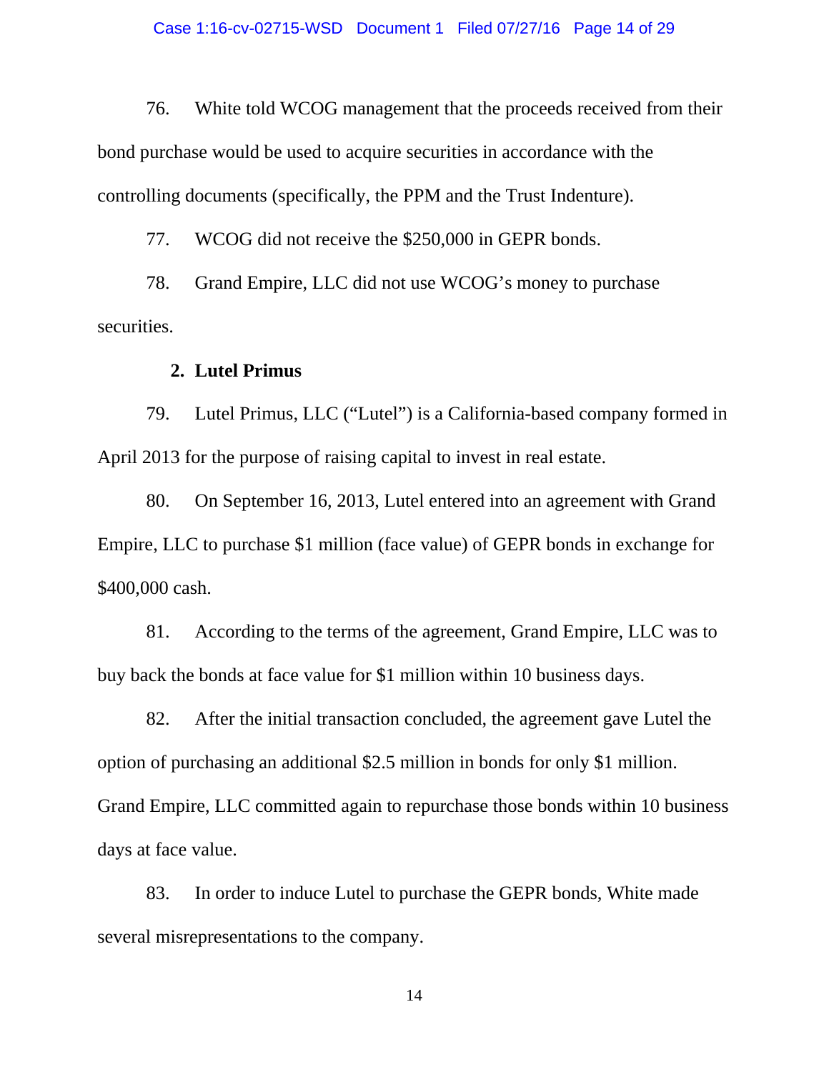76. White told WCOG management that the proceeds received from their bond purchase would be used to acquire securities in accordance with the controlling documents (specifically, the PPM and the Trust Indenture).

77. WCOG did not receive the $250,000 in GEPR bonds.

78. Grand Empire, LLC did not use WCOG's money to purchase securities.

### 2. Lutel Primus

79. Lutel Primus, LLC ("Lutel") is a California-based company formed in April 2013 for the purpose of raising capital to invest in real estate.

80. On September 16, 2013, Lutel entered into an agreement with Grand Empire, LLC to purchase $1 million (face value) of GEPR bonds in exchange for $400,000 cash.

81. According to the terms of the agreement, Grand Empire, LLC was to buy back the bonds at face value for $1 million within 10 business days.

82. After the initial transaction concluded, the agreement gave Lutel the option of purchasing an additional $2.5 million in bonds for only $1 million. Grand Empire, LLC committed again to repurchase those bonds within 10 business days at face value.

83. In order to induce Lutel to purchase the GEPR bonds, White made several misrepresentations to the company.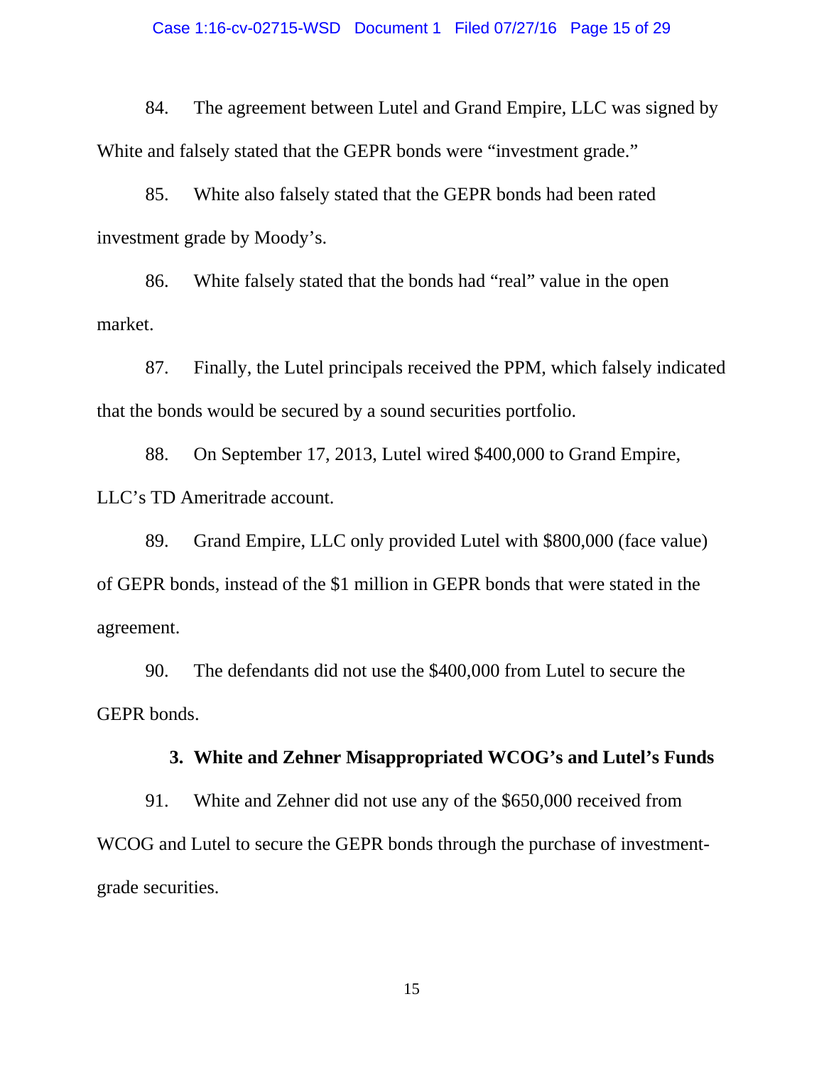84. The agreement between Lutel and Grand Empire, LLC was signed by White and falsely stated that the GEPR bonds were "investment grade."

85. White also falsely stated that the GEPR bonds had been rated investment grade by Moody's.

86. White falsely stated that the bonds had "real" value in the open market.

87. Finally, the Lutel principals received the PPM, which falsely indicated that the bonds would be secured by a sound securities portfolio.

88. On September 17, 2013, Lutel wired $400,000 to Grand Empire, LLC's TD Ameritrade account.

89. Grand Empire, LLC only provided Lutel with $800,000 (face value) of GEPR bonds, instead of the $1 million in GEPR bonds that were stated in the agreement.

90. The defendants did not use the $400,000 from Lutel to secure the GEPR bonds.

### 3. White and Zehner Misappropriated WCOG's and Lutel's Funds

91. White and Zehner did not use any of the $650,000 received from WCOG and Lutel to secure the GEPR bonds through the purchase of investment-grade securities.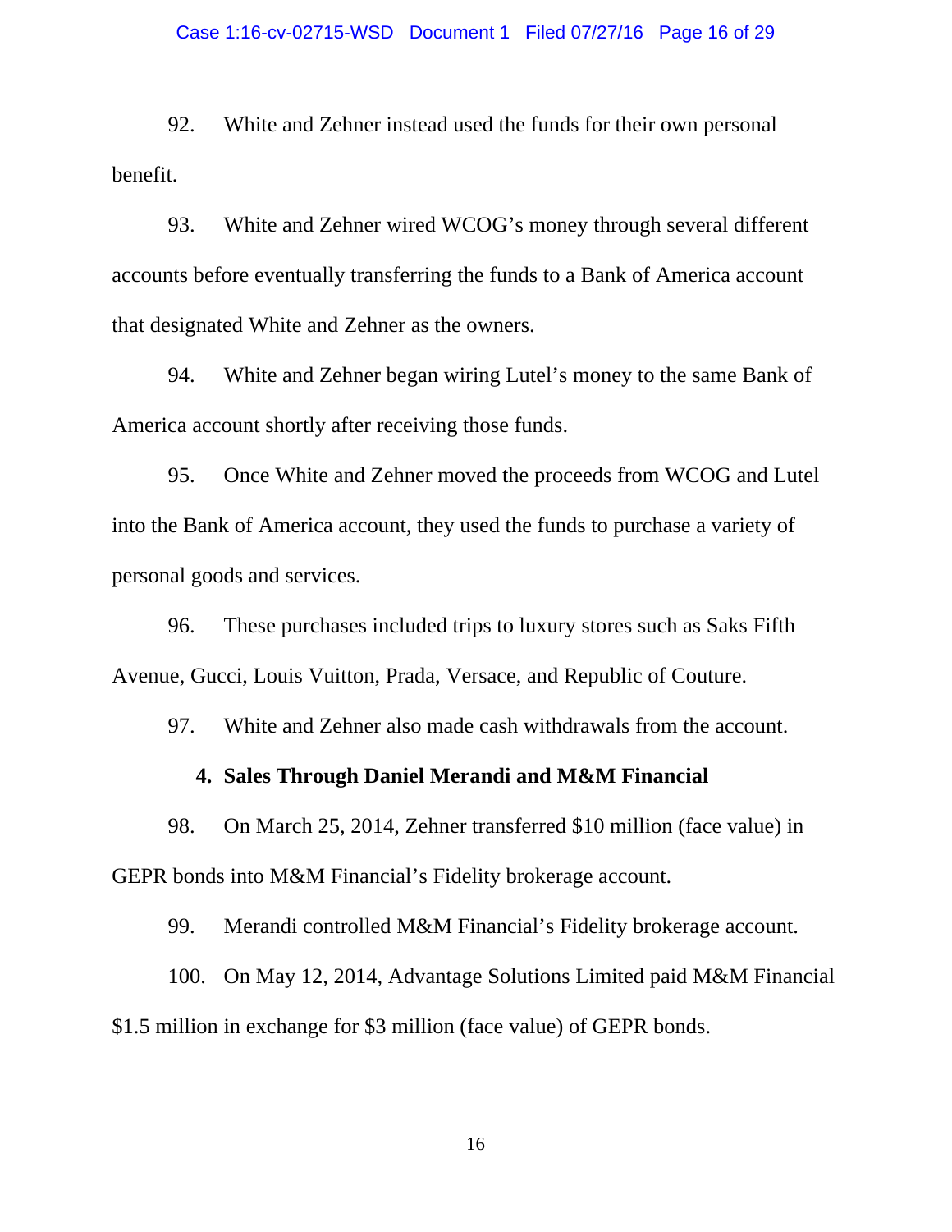92. White and Zehner instead used the funds for their own personal benefit.

93. White and Zehner wired WCOG's money through several different accounts before eventually transferring the funds to a Bank of America account that designated White and Zehner as the owners.

94. White and Zehner began wiring Lutel's money to the same Bank of America account shortly after receiving those funds.

95. Once White and Zehner moved the proceeds from WCOG and Lutel into the Bank of America account, they used the funds to purchase a variety of personal goods and services.

96. These purchases included trips to luxury stores such as Saks Fifth Avenue, Gucci, Louis Vuitton, Prada, Versace, and Republic of Couture.

97. White and Zehner also made cash withdrawals from the account.

### 4. Sales Through Daniel Merandi and M&M Financial

98. On March 25, 2014, Zehner transferred $10 million (face value) in GEPR bonds into M&M Financial's Fidelity brokerage account.

99. Merandi controlled M&M Financial's Fidelity brokerage account.

100. On May 12, 2014, Advantage Solutions Limited paid M&M Financial $1.5 million in exchange for $3 million (face value) of GEPR bonds.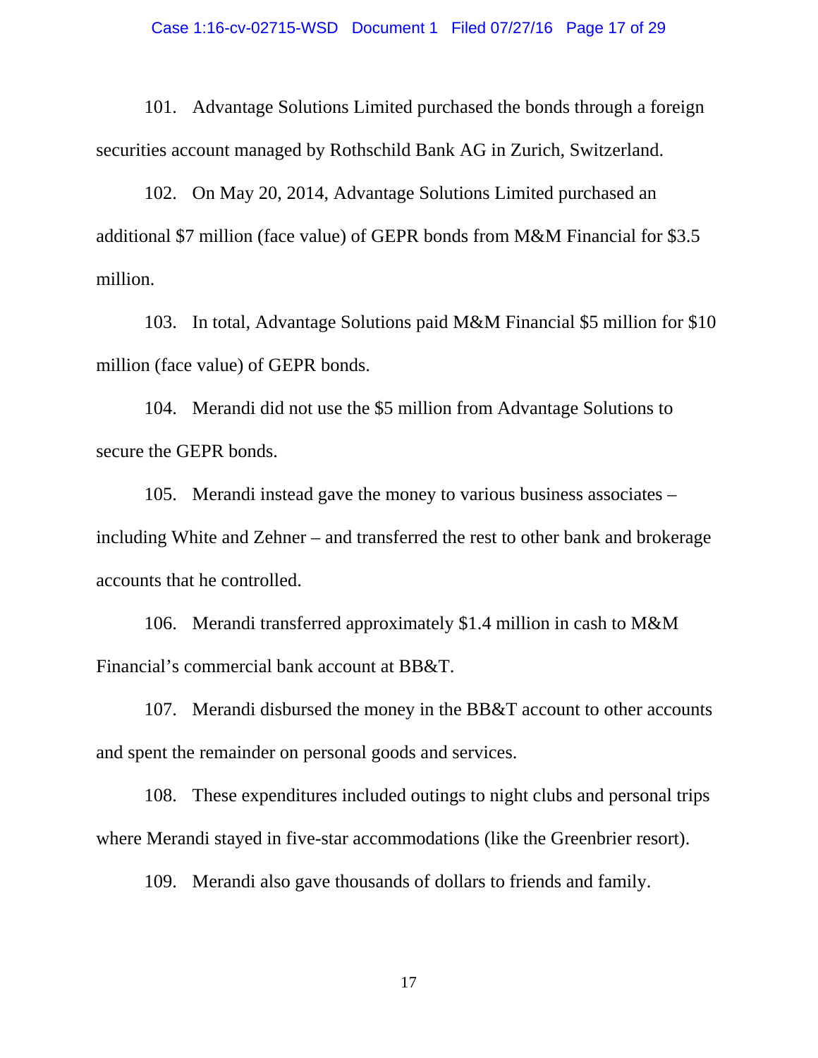101. Advantage Solutions Limited purchased the bonds through a foreign securities account managed by Rothschild Bank AG in Zurich, Switzerland.

102. On May 20, 2014, Advantage Solutions Limited purchased an additional $7 million (face value) of GEPR bonds from M&M Financial for $3.5 million.

103. In total, Advantage Solutions paid M&M Financial $5 million for $10 million (face value) of GEPR bonds.

104. Merandi did not use the $5 million from Advantage Solutions to secure the GEPR bonds.

105. Merandi instead gave the money to various business associates – including White and Zehner – and transferred the rest to other bank and brokerage accounts that he controlled.

106. Merandi transferred approximately $1.4 million in cash to M&M Financial's commercial bank account at BB&T.

107. Merandi disbursed the money in the BB&T account to other accounts and spent the remainder on personal goods and services.

108. These expenditures included outings to night clubs and personal trips where Merandi stayed in five-star accommodations (like the Greenbrier resort).

109. Merandi also gave thousands of dollars to friends and family.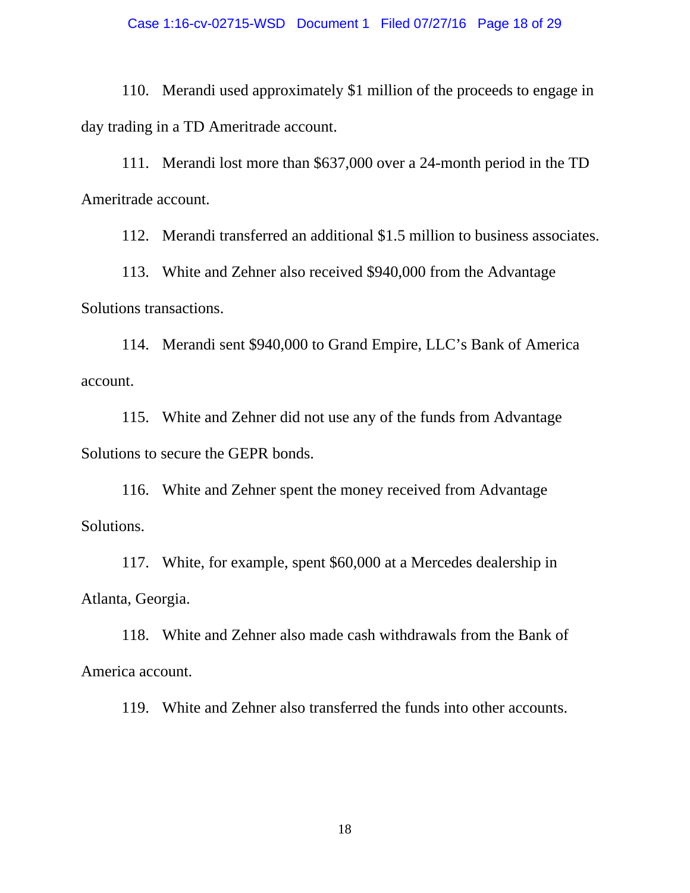110. Merandi used approximately $1 million of the proceeds to engage in day trading in a TD Ameritrade account.

111. Merandi lost more than $637,000 over a 24-month period in the TD Ameritrade account.

112. Merandi transferred an additional $1.5 million to business associates.

113. White and Zehner also received $940,000 from the Advantage Solutions transactions.

114. Merandi sent $940,000 to Grand Empire, LLC's Bank of America account.

115. White and Zehner did not use any of the funds from Advantage Solutions to secure the GEPR bonds.

116. White and Zehner spent the money received from Advantage Solutions.

117. White, for example, spent $60,000 at a Mercedes dealership in Atlanta, Georgia.

118. White and Zehner also made cash withdrawals from the Bank of America account.

119. White and Zehner also transferred the funds into other accounts.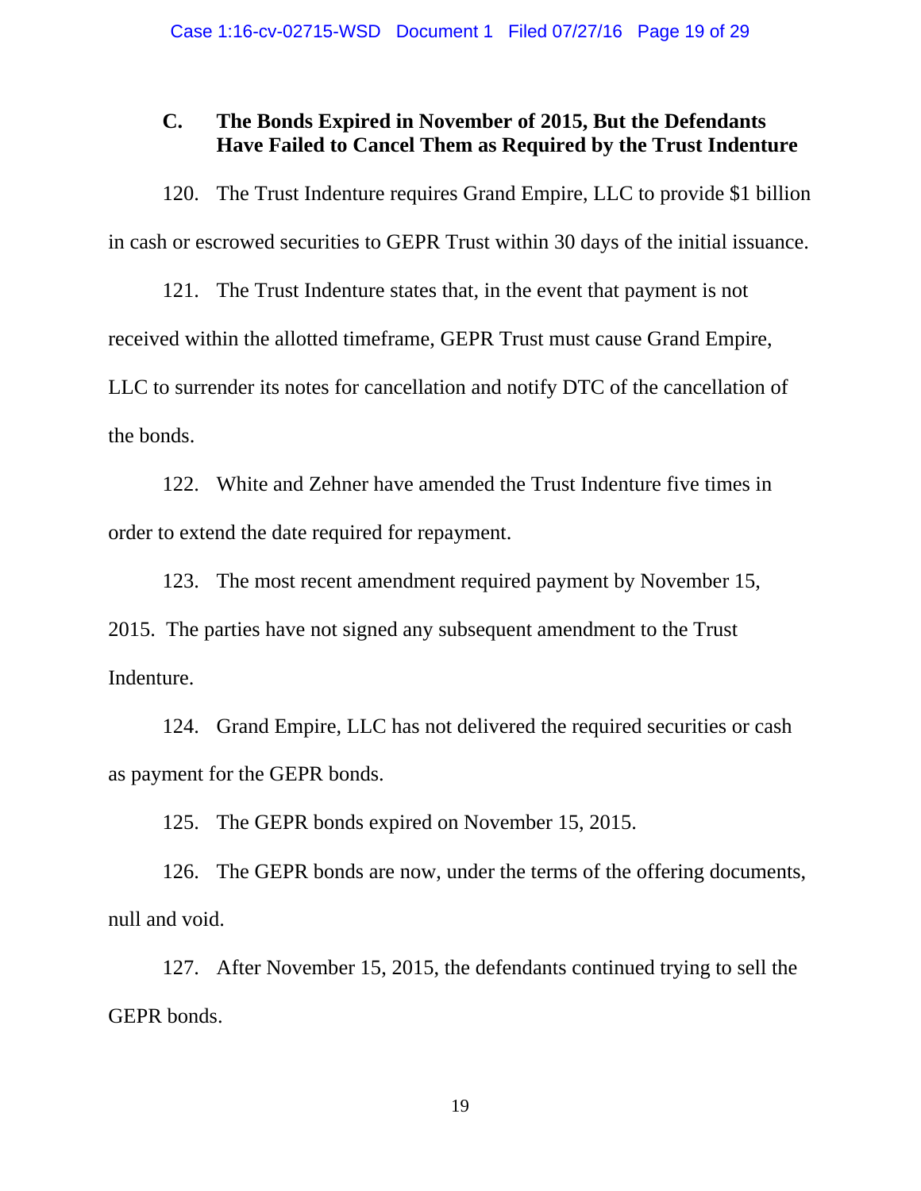### C. The Bonds Expired in November of 2015, But the Defendants Have Failed to Cancel Them as Required by the Trust Indenture

120. The Trust Indenture requires Grand Empire, LLC to provide $1 billion in cash or escrowed securities to GEPR Trust within 30 days of the initial issuance.

121. The Trust Indenture states that, in the event that payment is not received within the allotted timeframe, GEPR Trust must cause Grand Empire, LLC to surrender its notes for cancellation and notify DTC of the cancellation of the bonds.

122. White and Zehner have amended the Trust Indenture five times in order to extend the date required for repayment.

123. The most recent amendment required payment by November 15, 2015. The parties have not signed any subsequent amendment to the Trust Indenture.

124. Grand Empire, LLC has not delivered the required securities or cash as payment for the GEPR bonds.

125. The GEPR bonds expired on November 15, 2015.

126. The GEPR bonds are now, under the terms of the offering documents, null and void.

127. After November 15, 2015, the defendants continued trying to sell the GEPR bonds.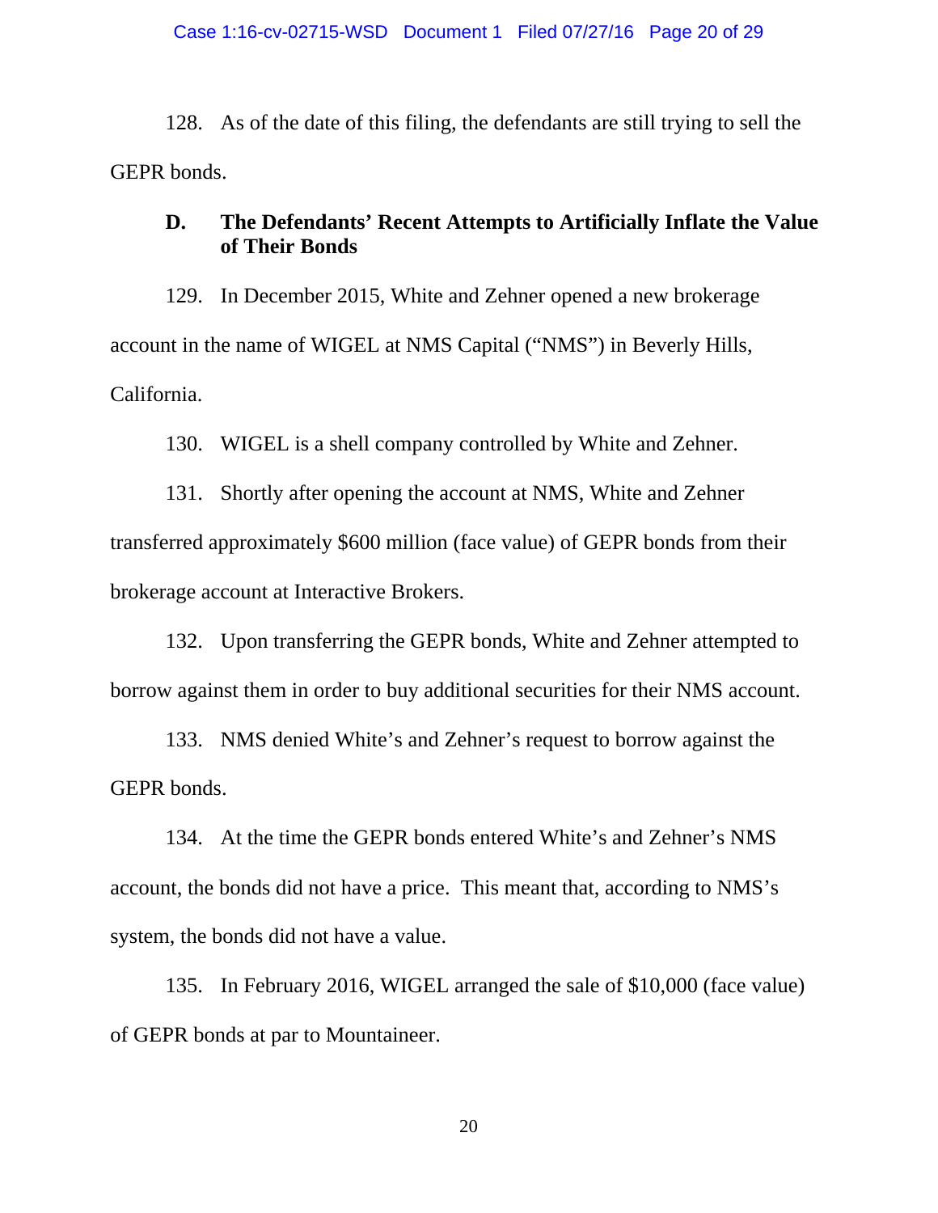128. As of the date of this filing, the defendants are still trying to sell the GEPR bonds.

### D. The Defendants' Recent Attempts to Artificially Inflate the Value of Their Bonds

129. In December 2015, White and Zehner opened a new brokerage account in the name of WIGEL at NMS Capital ("NMS") in Beverly Hills, California.

130. WIGEL is a shell company controlled by White and Zehner.

131. Shortly after opening the account at NMS, White and Zehner transferred approximately $600 million (face value) of GEPR bonds from their brokerage account at Interactive Brokers.

132. Upon transferring the GEPR bonds, White and Zehner attempted to borrow against them in order to buy additional securities for their NMS account.

133. NMS denied White's and Zehner's request to borrow against the GEPR bonds.

134. At the time the GEPR bonds entered White's and Zehner's NMS account, the bonds did not have a price. This meant that, according to NMS's system, the bonds did not have a value.

135. In February 2016, WIGEL arranged the sale of $10,000 (face value) of GEPR bonds at par to Mountaineer.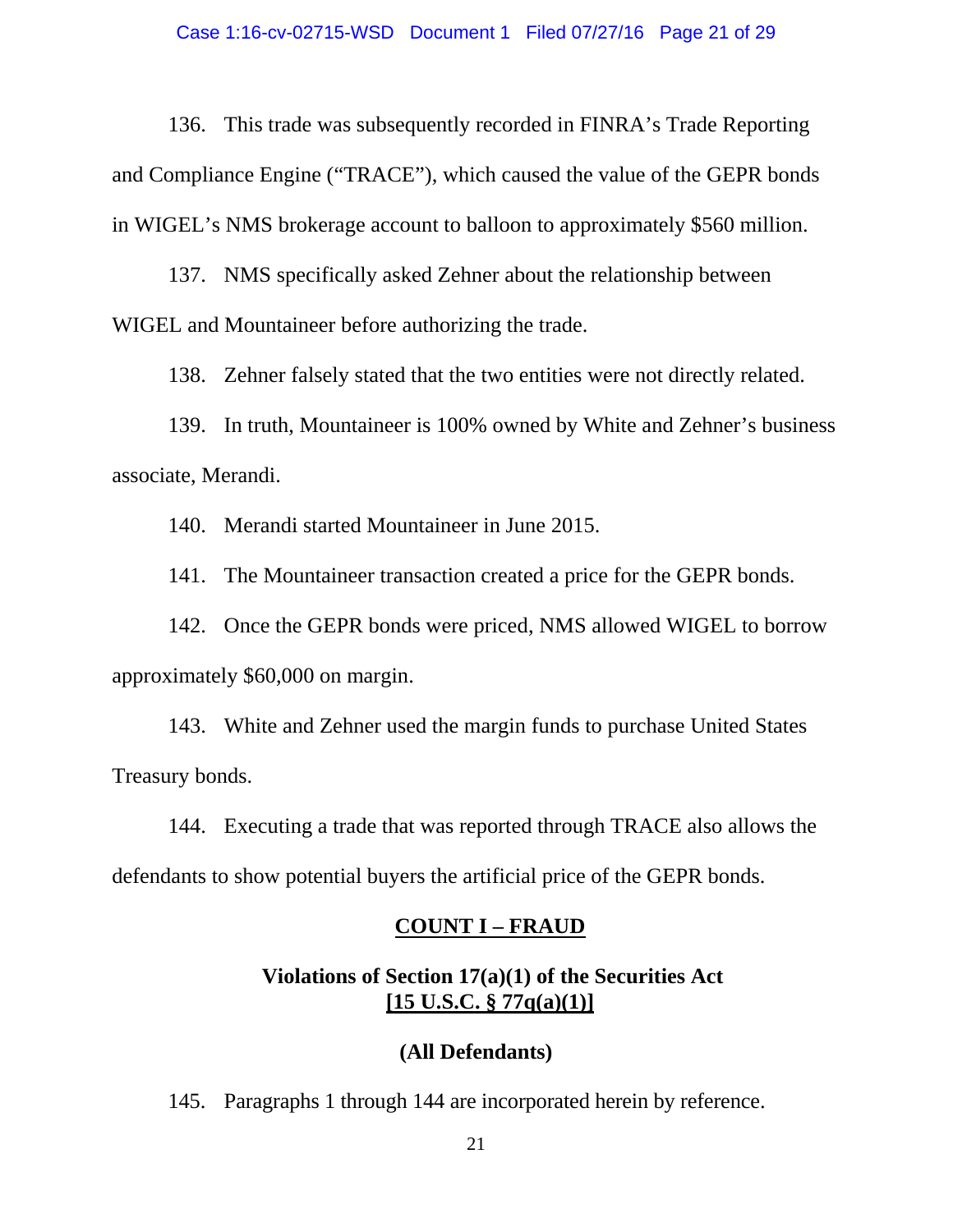136. This trade was subsequently recorded in FINRA's Trade Reporting and Compliance Engine ("TRACE"), which caused the value of the GEPR bonds in WIGEL's NMS brokerage account to balloon to approximately $560 million.

137. NMS specifically asked Zehner about the relationship between WIGEL and Mountaineer before authorizing the trade.

138. Zehner falsely stated that the two entities were not directly related.

139. In truth, Mountaineer is 100% owned by White and Zehner's business associate, Merandi.

140. Merandi started Mountaineer in June 2015.

141. The Mountaineer transaction created a price for the GEPR bonds.

142. Once the GEPR bonds were priced, NMS allowed WIGEL to borrow approximately $60,000 on margin.

143. White and Zehner used the margin funds to purchase United States Treasury bonds.

144. Executing a trade that was reported through TRACE also allows the defendants to show potential buyers the artificial price of the GEPR bonds.

## COUNT I – FRAUD

### Violations of Section 17(a)(1) of the Securities Act [15 U.S.C. § 77q(a)(1)]

### (All Defendants)

145. Paragraphs 1 through 144 are incorporated herein by reference.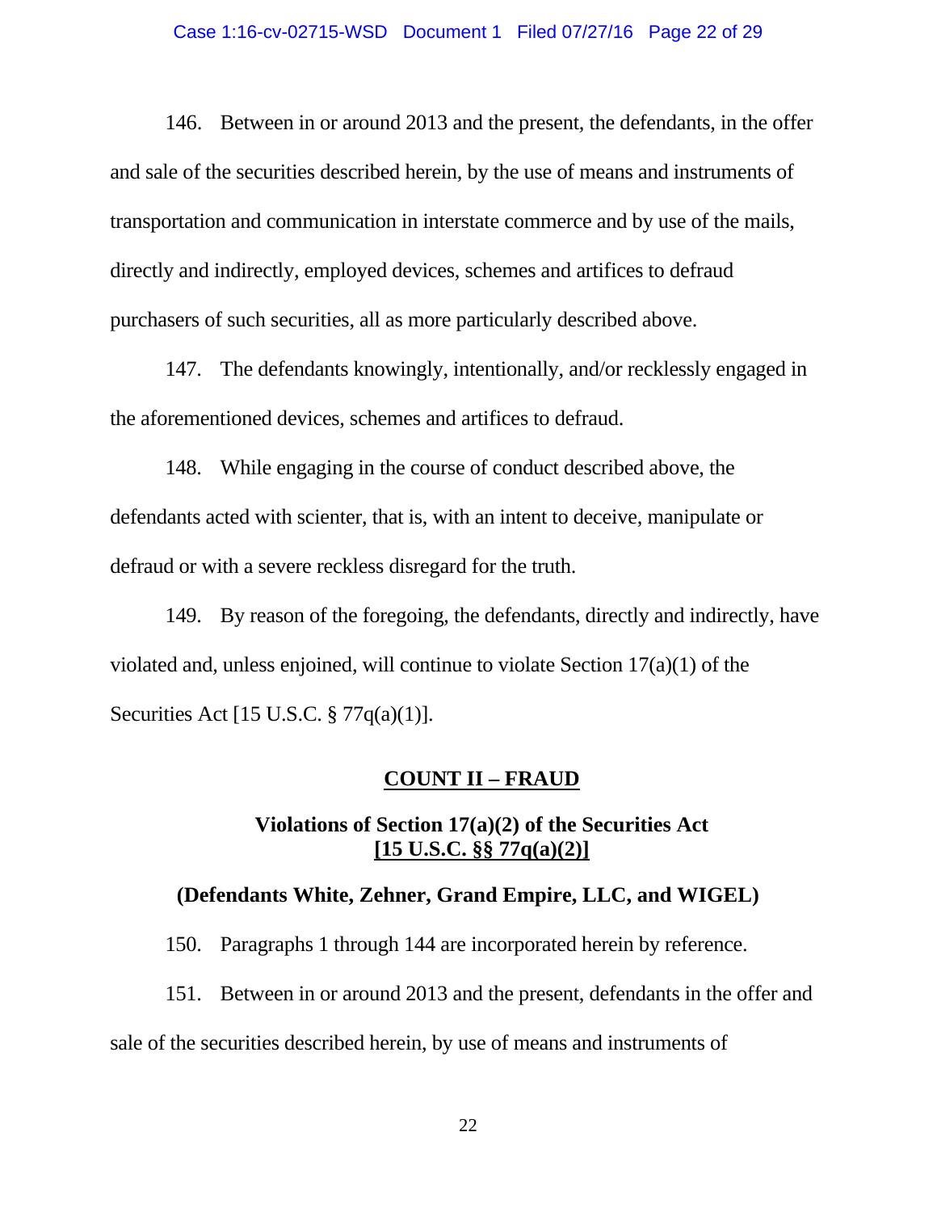146. Between in or around 2013 and the present, the defendants, in the offer and sale of the securities described herein, by the use of means and instruments of transportation and communication in interstate commerce and by use of the mails, directly and indirectly, employed devices, schemes and artifices to defraud purchasers of such securities, all as more particularly described above.

147. The defendants knowingly, intentionally, and/or recklessly engaged in the aforementioned devices, schemes and artifices to defraud.

148. While engaging in the course of conduct described above, the defendants acted with scienter, that is, with an intent to deceive, manipulate or defraud or with a severe reckless disregard for the truth.

149. By reason of the foregoing, the defendants, directly and indirectly, have violated and, unless enjoined, will continue to violate Section 17(a)(1) of the Securities Act [15 U.S.C. § 77q(a)(1)].

## COUNT II – FRAUD

### Violations of Section 17(a)(2) of the Securities Act [15 U.S.C. §§ 77q(a)(2)]

### (Defendants White, Zehner, Grand Empire, LLC, and WIGEL)

150. Paragraphs 1 through 144 are incorporated herein by reference.

151. Between in or around 2013 and the present, defendants in the offer and sale of the securities described herein, by use of means and instruments of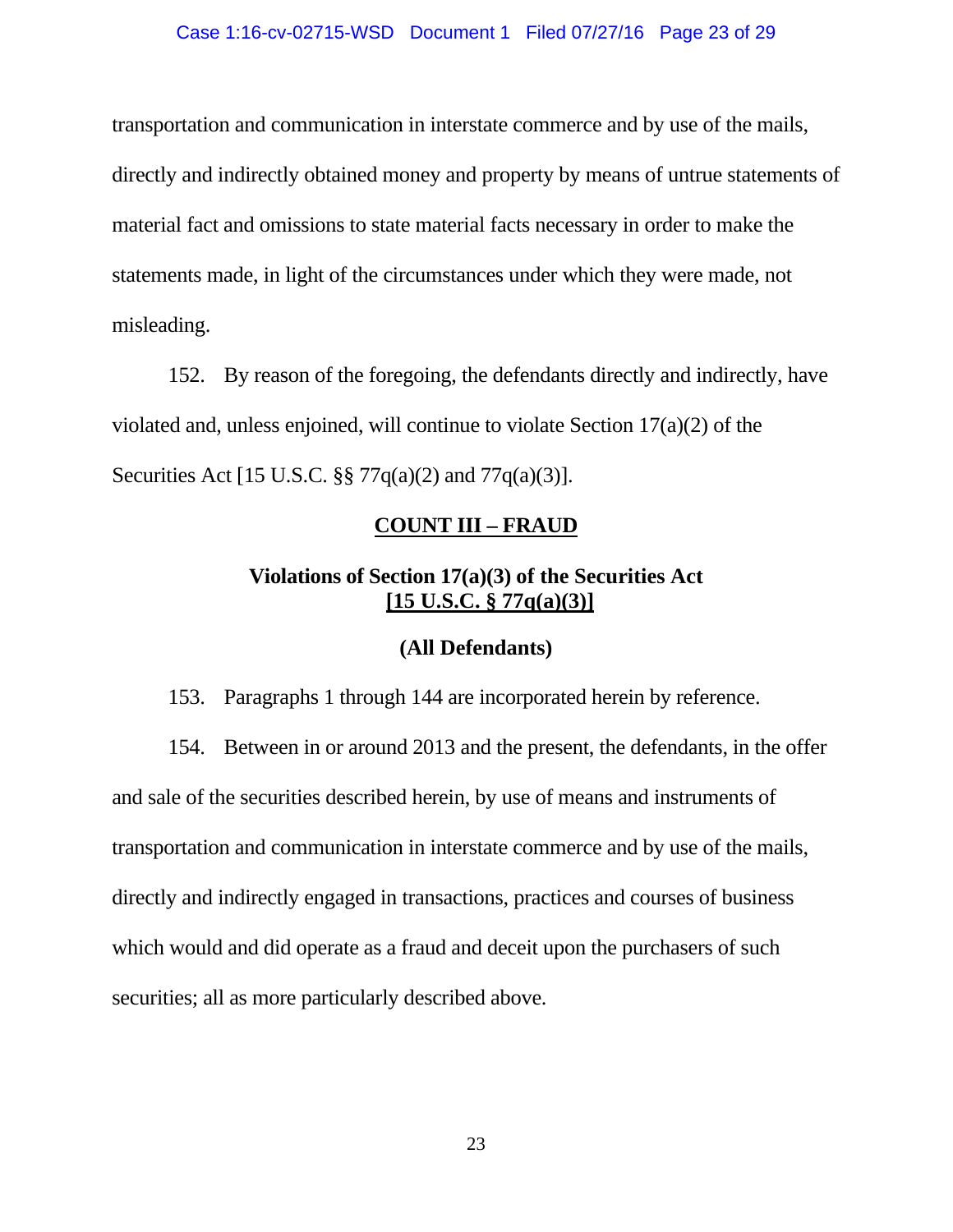transportation and communication in interstate commerce and by use of the mails, directly and indirectly obtained money and property by means of untrue statements of material fact and omissions to state material facts necessary in order to make the statements made, in light of the circumstances under which they were made, not misleading.

152. By reason of the foregoing, the defendants directly and indirectly, have violated and, unless enjoined, will continue to violate Section 17(a)(2) of the Securities Act [15 U.S.C. §§ 77q(a)(2) and 77q(a)(3)].

## COUNT III – FRAUD

### Violations of Section 17(a)(3) of the Securities Act [15 U.S.C. § 77q(a)(3)]

### (All Defendants)

153. Paragraphs 1 through 144 are incorporated herein by reference.

154. Between in or around 2013 and the present, the defendants, in the offer and sale of the securities described herein, by use of means and instruments of transportation and communication in interstate commerce and by use of the mails, directly and indirectly engaged in transactions, practices and courses of business which would and did operate as a fraud and deceit upon the purchasers of such securities; all as more particularly described above.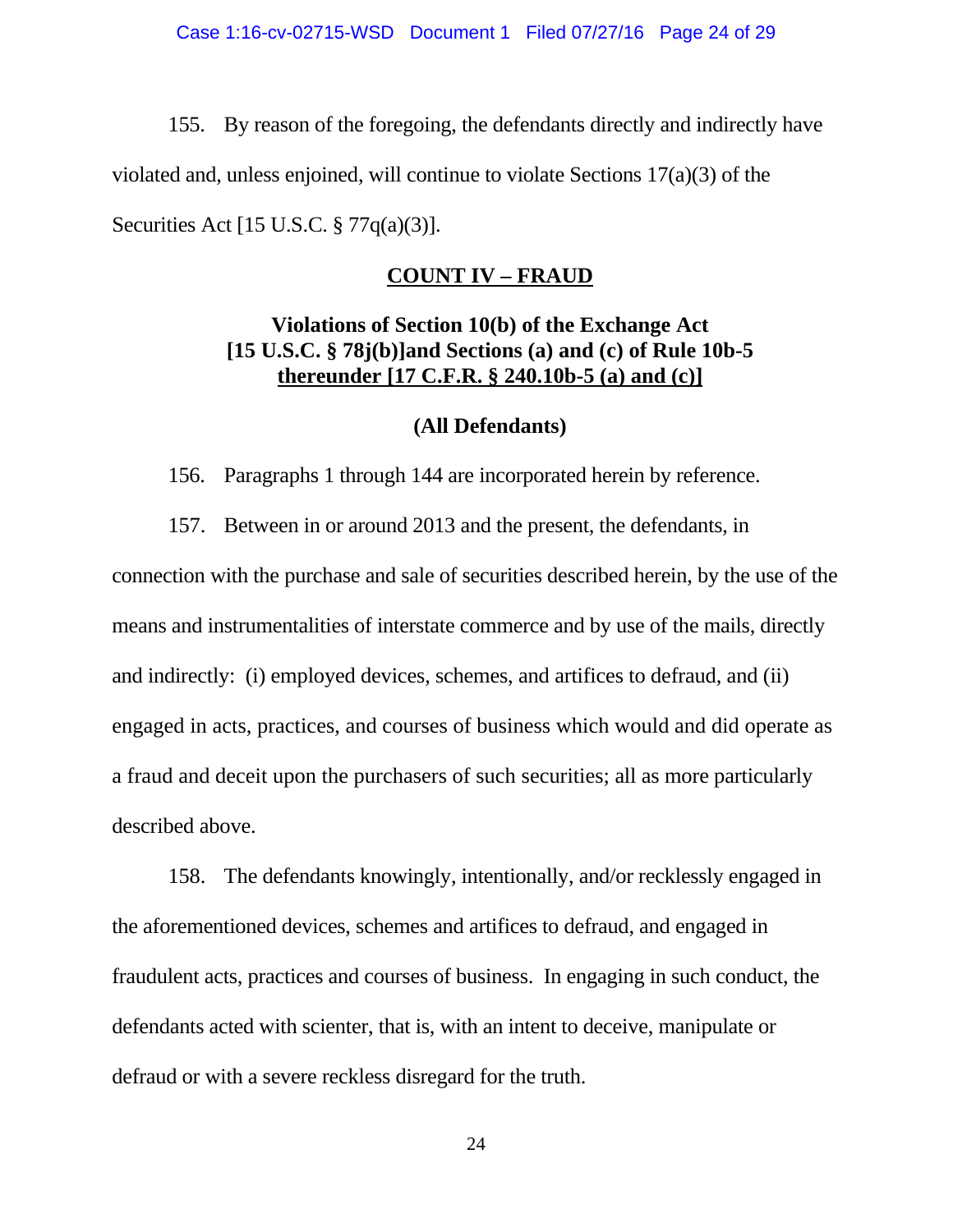155. By reason of the foregoing, the defendants directly and indirectly have violated and, unless enjoined, will continue to violate Sections 17(a)(3) of the Securities Act [15 U.S.C. § 77q(a)(3)].

## COUNT IV – FRAUD

### Violations of Section 10(b) of the Exchange Act [15 U.S.C. § 78j(b)]and Sections (a) and (c) of Rule 10b-5 thereunder [17 C.F.R. § 240.10b-5 (a) and (c)]

### (All Defendants)

156. Paragraphs 1 through 144 are incorporated herein by reference.

157. Between in or around 2013 and the present, the defendants, in connection with the purchase and sale of securities described herein, by the use of the means and instrumentalities of interstate commerce and by use of the mails, directly and indirectly: (i) employed devices, schemes, and artifices to defraud, and (ii) engaged in acts, practices, and courses of business which would and did operate as a fraud and deceit upon the purchasers of such securities; all as more particularly described above.

158. The defendants knowingly, intentionally, and/or recklessly engaged in the aforementioned devices, schemes and artifices to defraud, and engaged in fraudulent acts, practices and courses of business. In engaging in such conduct, the defendants acted with scienter, that is, with an intent to deceive, manipulate or defraud or with a severe reckless disregard for the truth.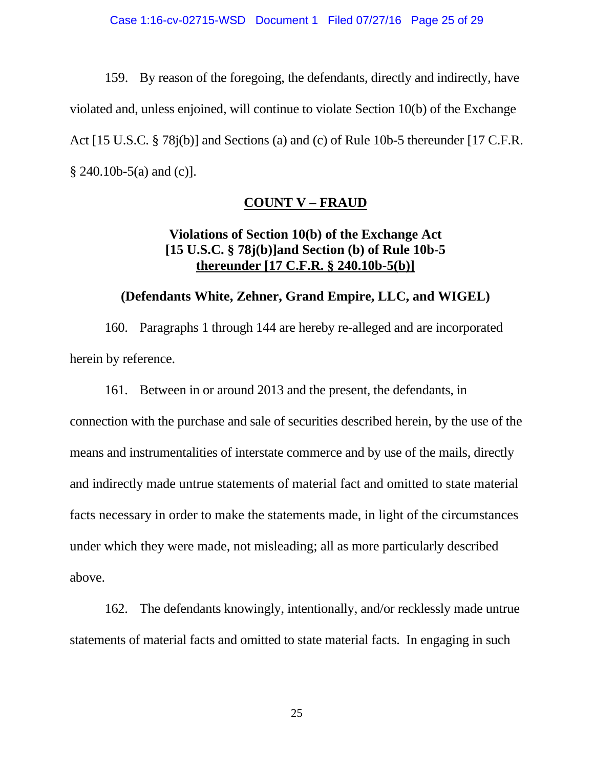159. By reason of the foregoing, the defendants, directly and indirectly, have violated and, unless enjoined, will continue to violate Section 10(b) of the Exchange Act [15 U.S.C. § 78j(b)] and Sections (a) and (c) of Rule 10b-5 thereunder [17 C.F.R. § 240.10b-5(a) and (c)].

## COUNT V – FRAUD

### Violations of Section 10(b) of the Exchange Act [15 U.S.C. § 78j(b)]and Section (b) of Rule 10b-5 thereunder [17 C.F.R. § 240.10b-5(b)]

### (Defendants White, Zehner, Grand Empire, LLC, and WIGEL)

160. Paragraphs 1 through 144 are hereby re-alleged and are incorporated herein by reference.

161. Between in or around 2013 and the present, the defendants, in connection with the purchase and sale of securities described herein, by the use of the means and instrumentalities of interstate commerce and by use of the mails, directly and indirectly made untrue statements of material fact and omitted to state material facts necessary in order to make the statements made, in light of the circumstances under which they were made, not misleading; all as more particularly described above.

162. The defendants knowingly, intentionally, and/or recklessly made untrue statements of material facts and omitted to state material facts. In engaging in such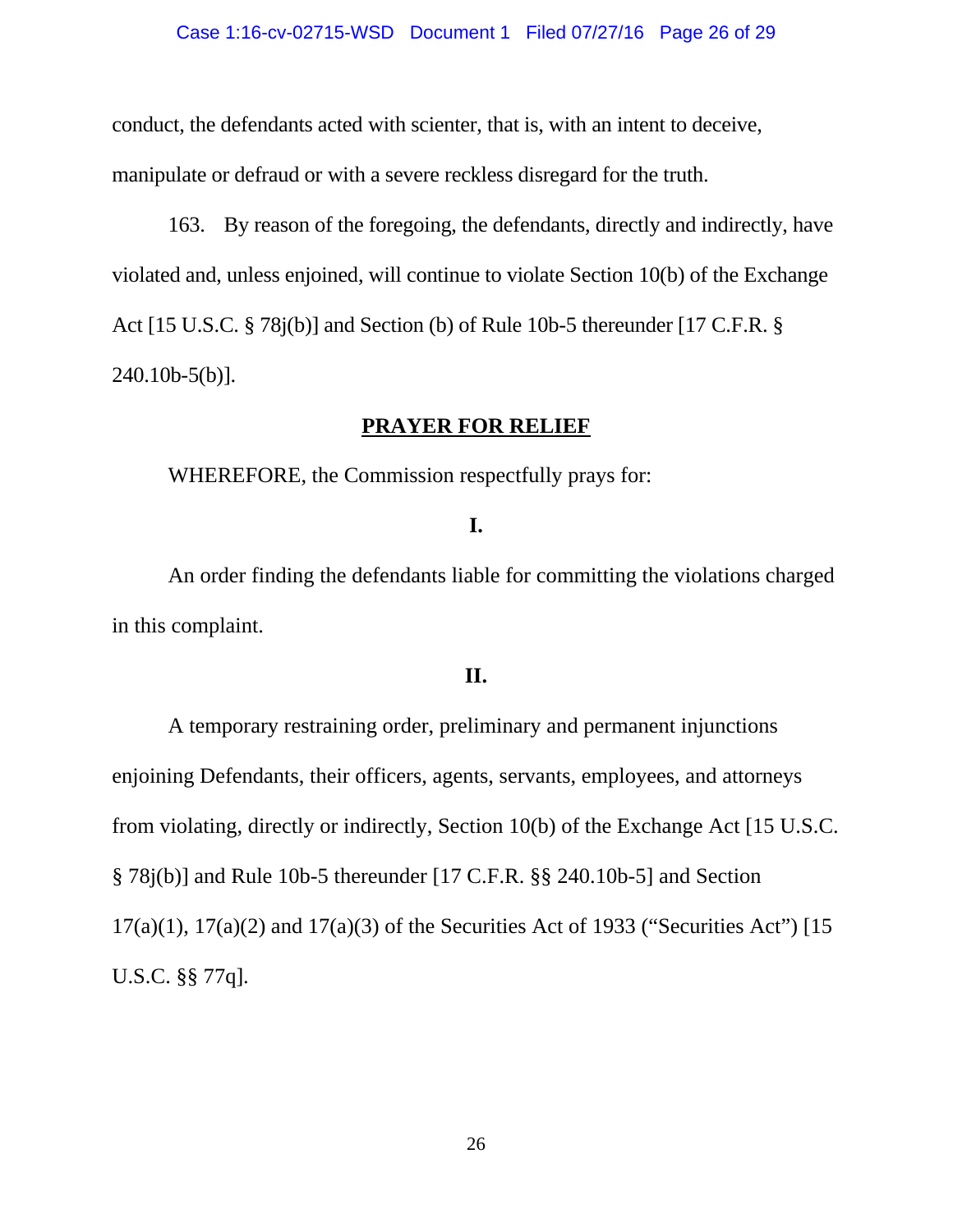conduct, the defendants acted with scienter, that is, with an intent to deceive, manipulate or defraud or with a severe reckless disregard for the truth.

163. By reason of the foregoing, the defendants, directly and indirectly, have violated and, unless enjoined, will continue to violate Section 10(b) of the Exchange Act [15 U.S.C. § 78j(b)] and Section (b) of Rule 10b-5 thereunder [17 C.F.R. § 240.10b-5(b)].

## PRAYER FOR RELIEF

WHEREFORE, the Commission respectfully prays for:

**I.**

An order finding the defendants liable for committing the violations charged in this complaint.

**II.**

A temporary restraining order, preliminary and permanent injunctions enjoining Defendants, their officers, agents, servants, employees, and attorneys from violating, directly or indirectly, Section 10(b) of the Exchange Act [15 U.S.C. § 78j(b)] and Rule 10b-5 thereunder [17 C.F.R. §§ 240.10b-5] and Section 17(a)(1), 17(a)(2) and 17(a)(3) of the Securities Act of 1933 ("Securities Act") [15 U.S.C. §§ 77q].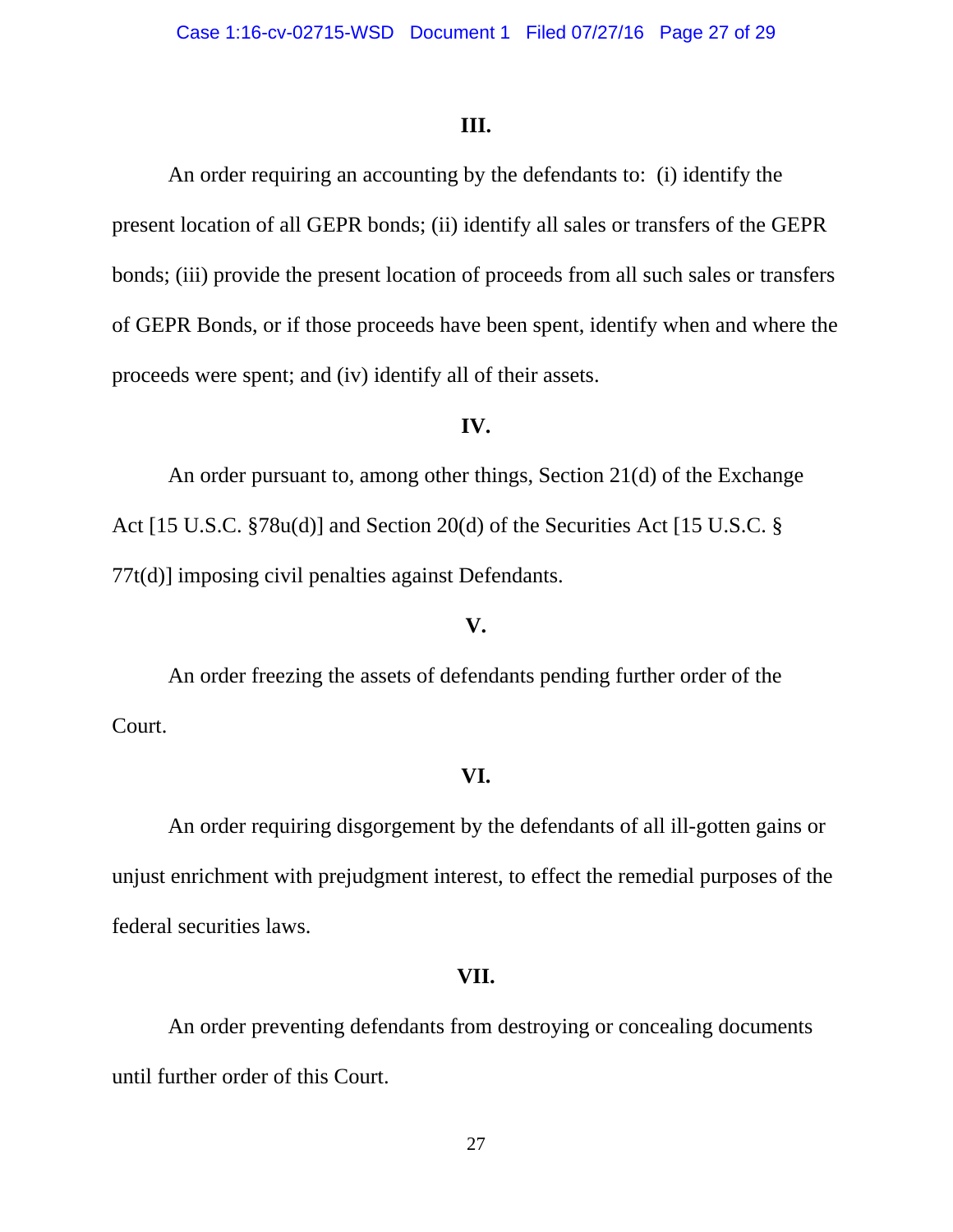**III.**

An order requiring an accounting by the defendants to: (i) identify the present location of all GEPR bonds; (ii) identify all sales or transfers of the GEPR bonds; (iii) provide the present location of proceeds from all such sales or transfers of GEPR Bonds, or if those proceeds have been spent, identify when and where the proceeds were spent; and (iv) identify all of their assets.

**IV.**

An order pursuant to, among other things, Section 21(d) of the Exchange Act [15 U.S.C. §78u(d)] and Section 20(d) of the Securities Act [15 U.S.C. § 77t(d)] imposing civil penalties against Defendants.

**V.**

An order freezing the assets of defendants pending further order of the Court.

**VI.**

An order requiring disgorgement by the defendants of all ill-gotten gains or unjust enrichment with prejudgment interest, to effect the remedial purposes of the federal securities laws.

**VII.**

An order preventing defendants from destroying or concealing documents until further order of this Court.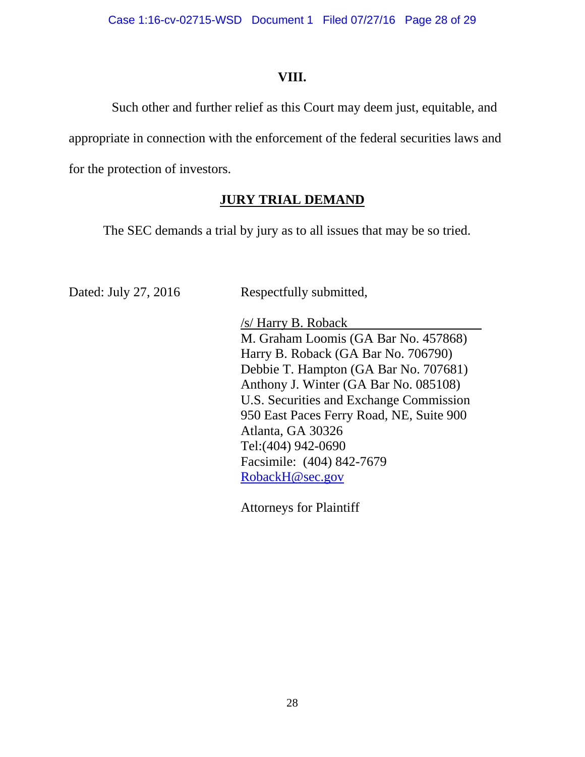### VIII.

Such other and further relief as this Court may deem just, equitable, and appropriate in connection with the enforcement of the federal securities laws and for the protection of investors.

## **JURY TRIAL DEMAND**

The SEC demands a trial by jury as to all issues that may be so tried.

Dated: July 27, 2016

Respectfully submitted,

/s/ Harry B. Roback
M. Graham Loomis (GA Bar No. 457868)
Harry B. Roback (GA Bar No. 706790)
Debbie T. Hampton (GA Bar No. 707681)
Anthony J. Winter (GA Bar No. 085108)
U.S. Securities and Exchange Commission
950 East Paces Ferry Road, NE, Suite 900
Atlanta, GA 30326
Tel:(404) 942-0690
Facsimile: (404) 842-7679
RobackH@sec.gov

Attorneys for Plaintiff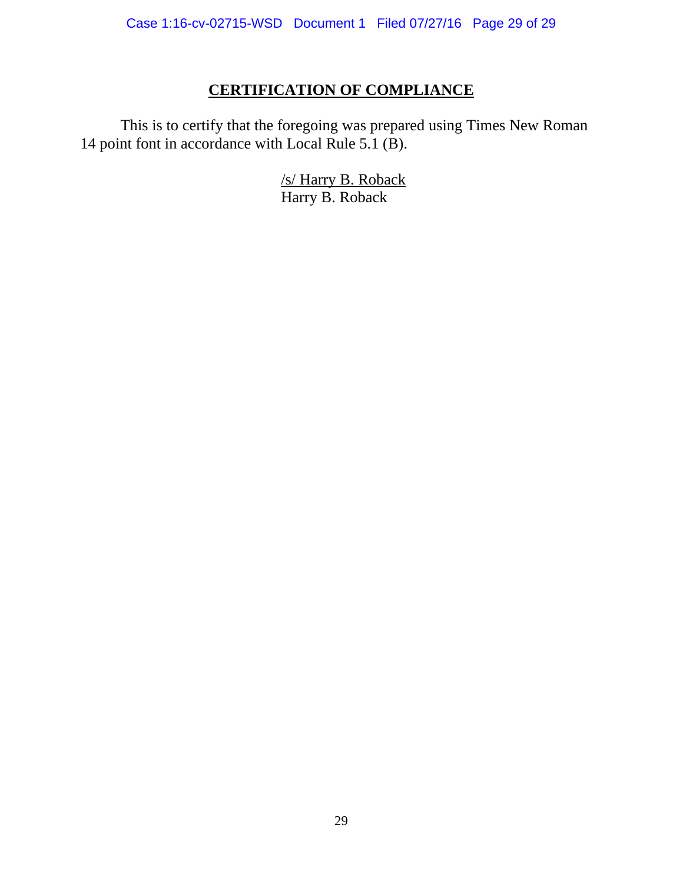## CERTIFICATION OF COMPLIANCE

This is to certify that the foregoing was prepared using Times New Roman 14 point font in accordance with Local Rule 5.1 (B).

/s/ Harry B. Roback
Harry B. Roback